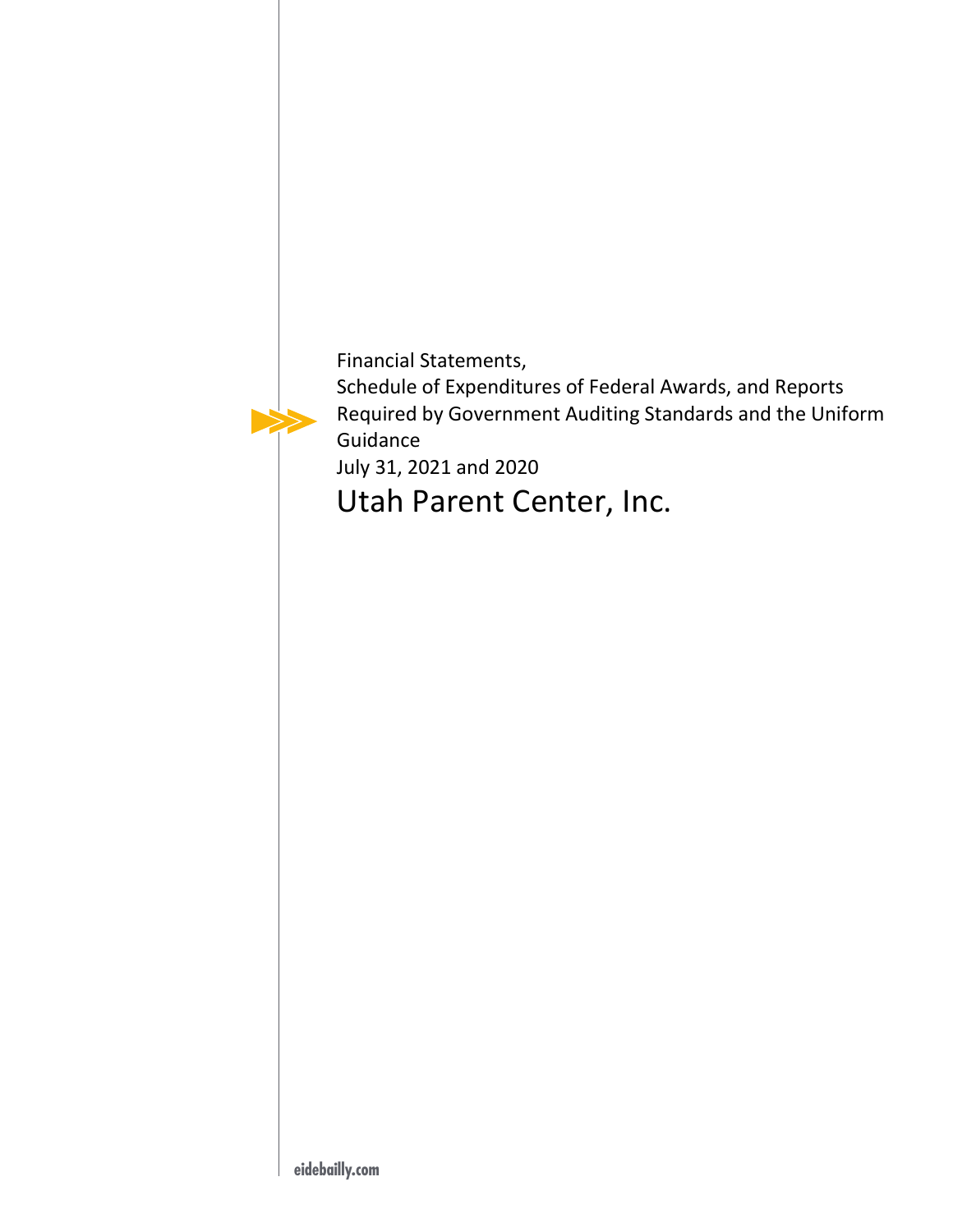Financial Statements,
Schedule of Expenditures of Federal Awards, and Reports Required by Government Auditing Standards and the Uniform Guidance
July 31, 2021 and 2020

# Utah Parent Center, Inc.

eidebailly.com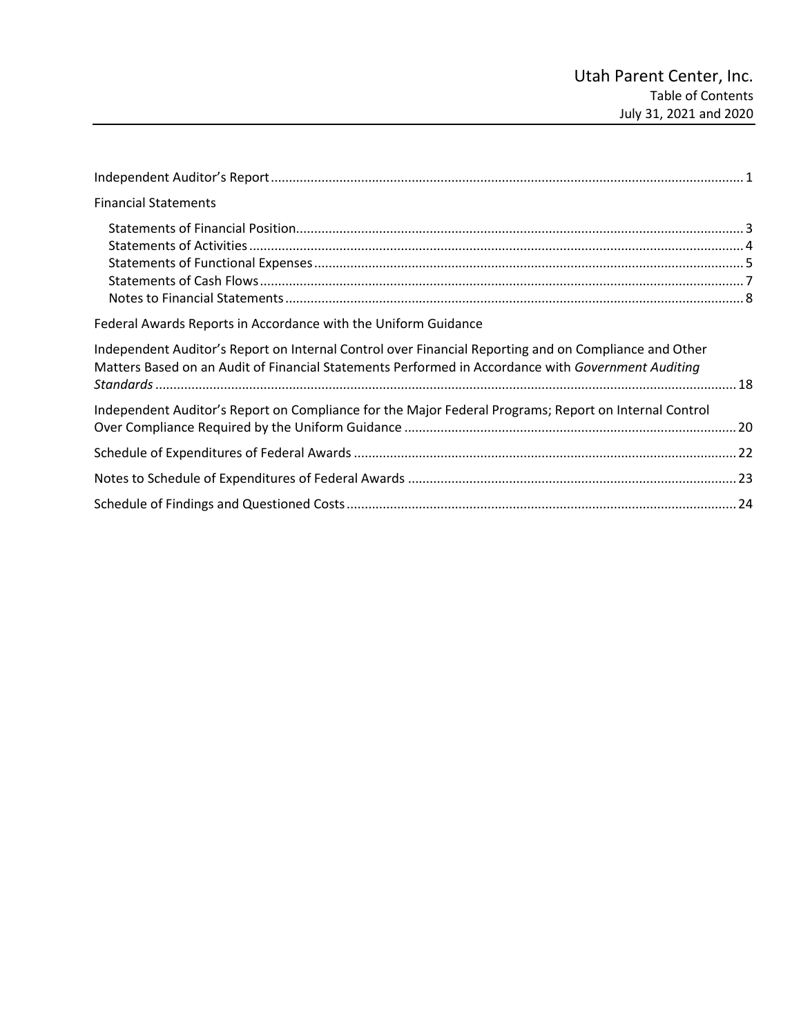# Utah Parent Center, Inc.

## Table of Contents

### July 31, 2021 and 2020

| | |
|---|---|
| Independent Auditor's Report | 1 |
| **Financial Statements** | |
| Statements of Financial Position | 3 |
| Statements of Activities | 4 |
| Statements of Functional Expenses | 5 |
| Statements of Cash Flows | 7 |
| Notes to Financial Statements | 8 |
| **Federal Awards Reports in Accordance with the Uniform Guidance** | |
| Independent Auditor's Report on Internal Control over Financial Reporting and on Compliance and Other Matters Based on an Audit of Financial Statements Performed in Accordance with *Government Auditing Standards* | 18 |
| Independent Auditor's Report on Compliance for the Major Federal Programs; Report on Internal Control Over Compliance Required by the Uniform Guidance | 20 |
| Schedule of Expenditures of Federal Awards | 22 |
| Notes to Schedule of Expenditures of Federal Awards | 23 |
| Schedule of Findings and Questioned Costs | 24 |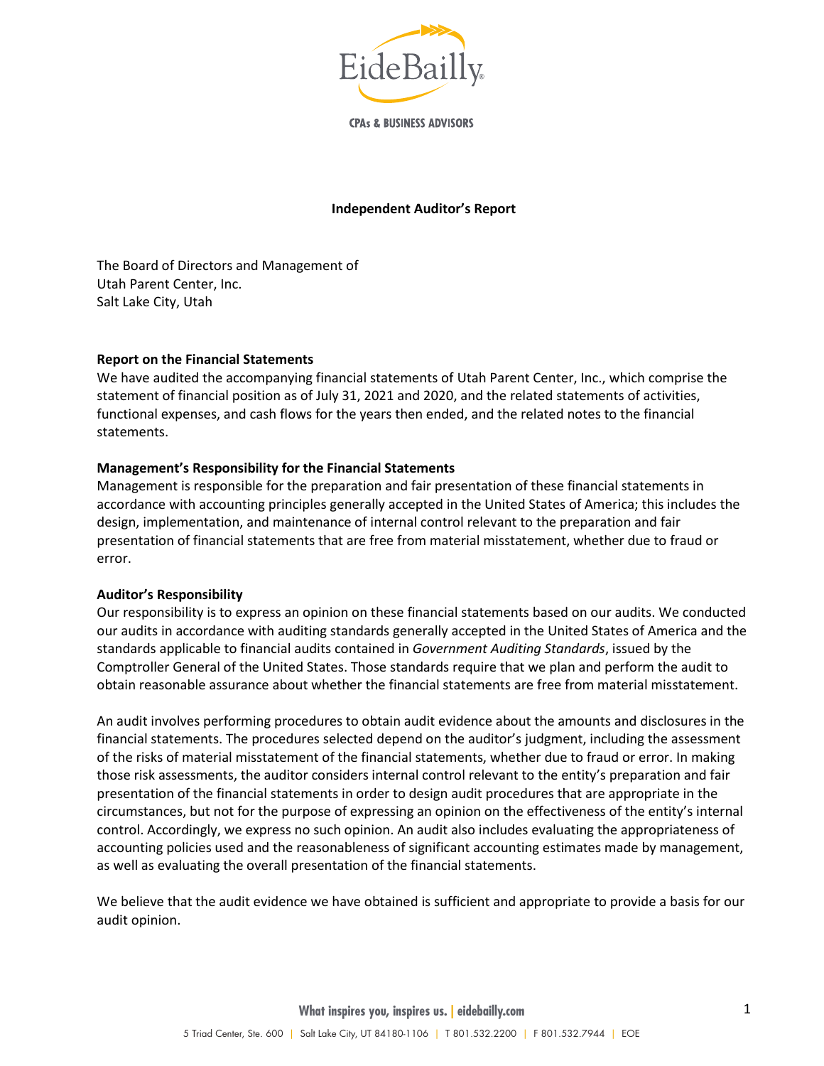**Independent Auditor's Report**

The Board of Directors and Management of
Utah Parent Center, Inc.
Salt Lake City, Utah

**Report on the Financial Statements**

We have audited the accompanying financial statements of Utah Parent Center, Inc., which comprise the statement of financial position as of July 31, 2021 and 2020, and the related statements of activities, functional expenses, and cash flows for the years then ended, and the related notes to the financial statements.

**Management's Responsibility for the Financial Statements**

Management is responsible for the preparation and fair presentation of these financial statements in accordance with accounting principles generally accepted in the United States of America; this includes the design, implementation, and maintenance of internal control relevant to the preparation and fair presentation of financial statements that are free from material misstatement, whether due to fraud or error.

**Auditor's Responsibility**

Our responsibility is to express an opinion on these financial statements based on our audits. We conducted our audits in accordance with auditing standards generally accepted in the United States of America and the standards applicable to financial audits contained in *Government Auditing Standards*, issued by the Comptroller General of the United States. Those standards require that we plan and perform the audit to obtain reasonable assurance about whether the financial statements are free from material misstatement.

An audit involves performing procedures to obtain audit evidence about the amounts and disclosures in the financial statements. The procedures selected depend on the auditor's judgment, including the assessment of the risks of material misstatement of the financial statements, whether due to fraud or error. In making those risk assessments, the auditor considers internal control relevant to the entity's preparation and fair presentation of the financial statements in order to design audit procedures that are appropriate in the circumstances, but not for the purpose of expressing an opinion on the effectiveness of the entity's internal control. Accordingly, we express no such opinion. An audit also includes evaluating the appropriateness of accounting policies used and the reasonableness of significant accounting estimates made by management, as well as evaluating the overall presentation of the financial statements.

We believe that the audit evidence we have obtained is sufficient and appropriate to provide a basis for our audit opinion.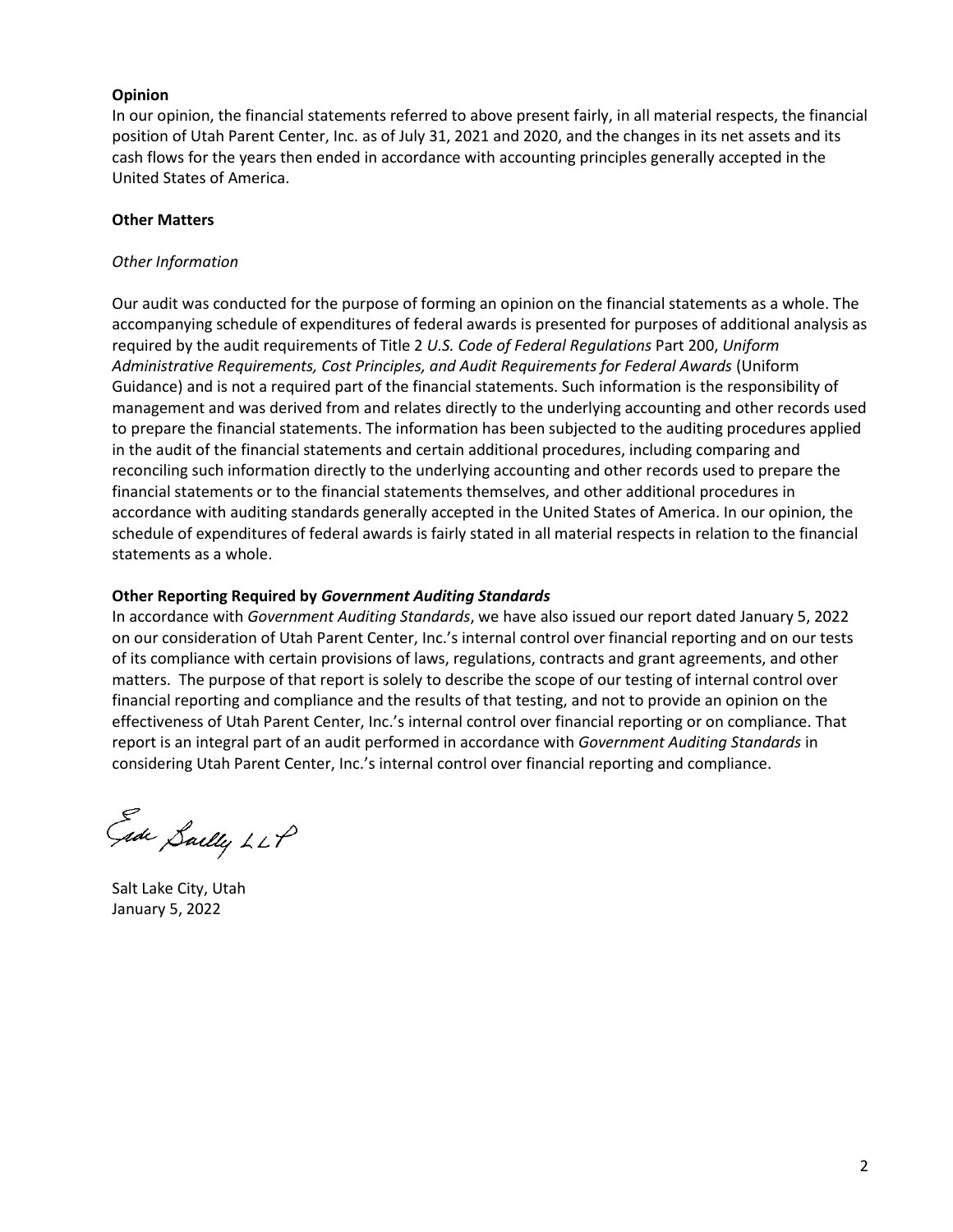**Opinion**

In our opinion, the financial statements referred to above present fairly, in all material respects, the financial position of Utah Parent Center, Inc. as of July 31, 2021 and 2020, and the changes in its net assets and its cash flows for the years then ended in accordance with accounting principles generally accepted in the United States of America.

**Other Matters**

*Other Information*

Our audit was conducted for the purpose of forming an opinion on the financial statements as a whole. The accompanying schedule of expenditures of federal awards is presented for purposes of additional analysis as required by the audit requirements of Title 2 *U.S. Code of Federal Regulations* Part 200, *Uniform Administrative Requirements, Cost Principles, and Audit Requirements for Federal Awards* (Uniform Guidance) and is not a required part of the financial statements. Such information is the responsibility of management and was derived from and relates directly to the underlying accounting and other records used to prepare the financial statements. The information has been subjected to the auditing procedures applied in the audit of the financial statements and certain additional procedures, including comparing and reconciling such information directly to the underlying accounting and other records used to prepare the financial statements or to the financial statements themselves, and other additional procedures in accordance with auditing standards generally accepted in the United States of America. In our opinion, the schedule of expenditures of federal awards is fairly stated in all material respects in relation to the financial statements as a whole.

**Other Reporting Required by *Government Auditing Standards***

In accordance with *Government Auditing Standards*, we have also issued our report dated January 5, 2022 on our consideration of Utah Parent Center, Inc.'s internal control over financial reporting and on our tests of its compliance with certain provisions of laws, regulations, contracts and grant agreements, and other matters. The purpose of that report is solely to describe the scope of our testing of internal control over financial reporting and compliance and the results of that testing, and not to provide an opinion on the effectiveness of Utah Parent Center, Inc.'s internal control over financial reporting or on compliance. That report is an integral part of an audit performed in accordance with *Government Auditing Standards* in considering Utah Parent Center, Inc.'s internal control over financial reporting and compliance.

Eide Bailly LLP

Salt Lake City, Utah
January 5, 2022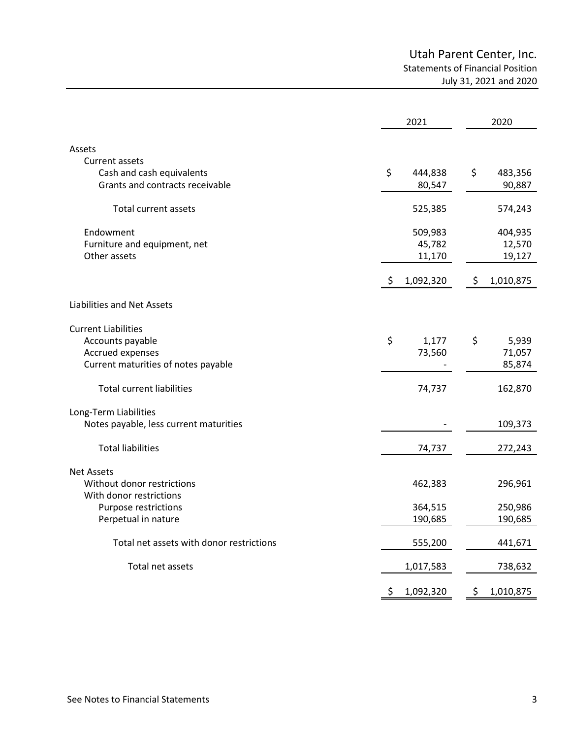# Utah Parent Center, Inc.

## Statements of Financial Position

### July 31, 2021 and 2020

| | 2021 | 2020 |
|---|---|---|
| **Assets** | | |
| Current assets | | |
| Cash and cash equivalents | $ 444,838 | $ 483,356 |
| Grants and contracts receivable | 80,547 | 90,887 |
| Total current assets | 525,385 | 574,243 |
| Endowment | 509,983 | 404,935 |
| Furniture and equipment, net | 45,782 | 12,570 |
| Other assets | 11,170 | 19,127 |
| | $ 1,092,320 | $ 1,010,875 |
| **Liabilities and Net Assets** | | |
| Current Liabilities | | |
| Accounts payable | $ 1,177 | $ 5,939 |
| Accrued expenses | 73,560 | 71,057 |
| Current maturities of notes payable | - | 85,874 |
| Total current liabilities | 74,737 | 162,870 |
| Long-Term Liabilities | | |
| Notes payable, less current maturities | - | 109,373 |
| Total liabilities | 74,737 | 272,243 |
| Net Assets | | |
| Without donor restrictions | 462,383 | 296,961 |
| With donor restrictions | | |
| Purpose restrictions | 364,515 | 250,986 |
| Perpetual in nature | 190,685 | 190,685 |
| Total net assets with donor restrictions | 555,200 | 441,671 |
| Total net assets | 1,017,583 | 738,632 |
| | $ 1,092,320 | $ 1,010,875 |

See Notes to Financial Statements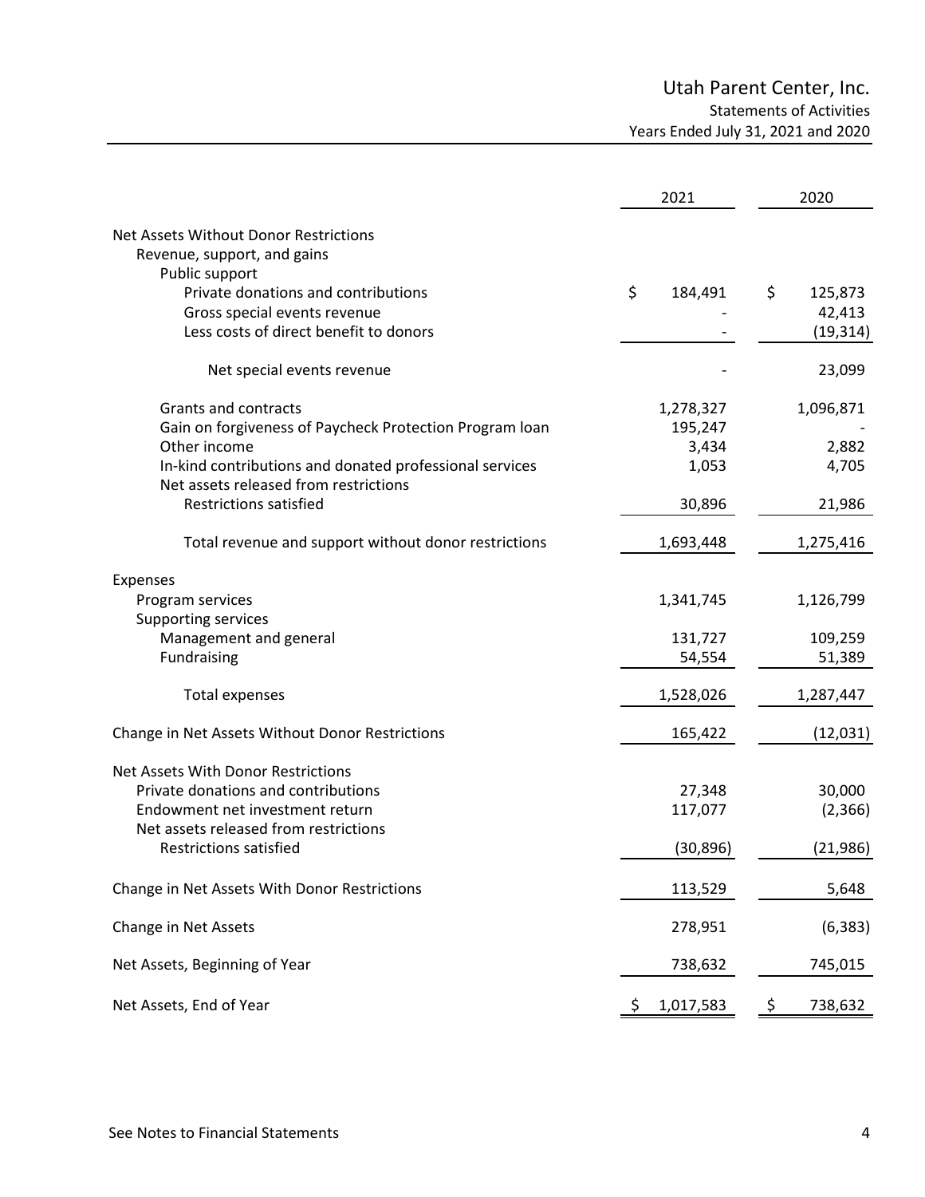# Utah Parent Center, Inc.

## Statements of Activities

### Years Ended July 31, 2021 and 2020

| | 2021 | 2020 |
|---|---|---|
| **Net Assets Without Donor Restrictions** | | |
| Revenue, support, and gains | | |
| Public support | | |
| Private donations and contributions | $ 184,491 | $ 125,873 |
| Gross special events revenue | - | 42,413 |
| Less costs of direct benefit to donors | - | (19,314) |
| Net special events revenue | - | 23,099 |
| Grants and contracts | 1,278,327 | 1,096,871 |
| Gain on forgiveness of Paycheck Protection Program loan | 195,247 | - |
| Other income | 3,434 | 2,882 |
| In-kind contributions and donated professional services | 1,053 | 4,705 |
| Net assets released from restrictions | | |
| Restrictions satisfied | 30,896 | 21,986 |
| Total revenue and support without donor restrictions | 1,693,448 | 1,275,416 |
| **Expenses** | | |
| Program services | 1,341,745 | 1,126,799 |
| Supporting services | | |
| Management and general | 131,727 | 109,259 |
| Fundraising | 54,554 | 51,389 |
| Total expenses | 1,528,026 | 1,287,447 |
| **Change in Net Assets Without Donor Restrictions** | 165,422 | (12,031) |
| **Net Assets With Donor Restrictions** | | |
| Private donations and contributions | 27,348 | 30,000 |
| Endowment net investment return | 117,077 | (2,366) |
| Net assets released from restrictions | | |
| Restrictions satisfied | (30,896) | (21,986) |
| **Change in Net Assets With Donor Restrictions** | 113,529 | 5,648 |
| **Change in Net Assets** | 278,951 | (6,383) |
| **Net Assets, Beginning of Year** | 738,632 | 745,015 |
| **Net Assets, End of Year** | $ 1,017,583 | $ 738,632 |

See Notes to Financial Statements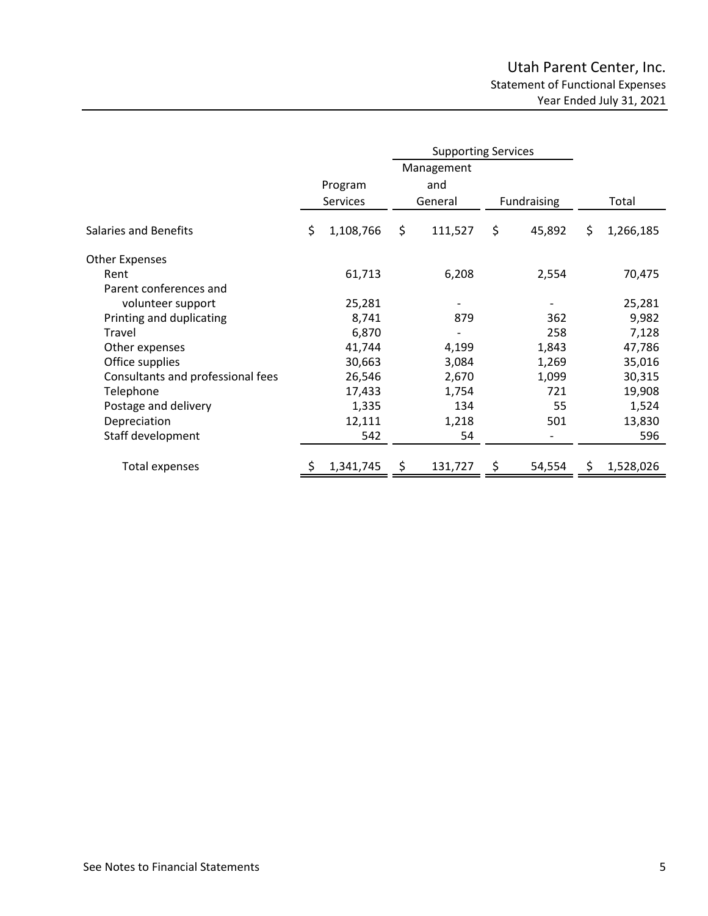# Utah Parent Center, Inc.

## Statement of Functional Expenses

### Year Ended July 31, 2021

| | Program Services | Supporting Services | | Total |
|---|---|---|---|---|
| | | Management and General | Fundraising | |
| Salaries and Benefits | $ 1,108,766 | $ 111,527 | $ 45,892 | $ 1,266,185 |
| Other Expenses | | | | |
| Rent | 61,713 | 6,208 | 2,554 | 70,475 |
| Parent conferences and volunteer support | 25,281 | - | - | 25,281 |
| Printing and duplicating | 8,741 | 879 | 362 | 9,982 |
| Travel | 6,870 | - | 258 | 7,128 |
| Other expenses | 41,744 | 4,199 | 1,843 | 47,786 |
| Office supplies | 30,663 | 3,084 | 1,269 | 35,016 |
| Consultants and professional fees | 26,546 | 2,670 | 1,099 | 30,315 |
| Telephone | 17,433 | 1,754 | 721 | 19,908 |
| Postage and delivery | 1,335 | 134 | 55 | 1,524 |
| Depreciation | 12,111 | 1,218 | 501 | 13,830 |
| Staff development | 542 | 54 | - | 596 |
| Total expenses | $ 1,341,745 | $ 131,727 | $ 54,554 | $ 1,528,026 |

See Notes to Financial Statements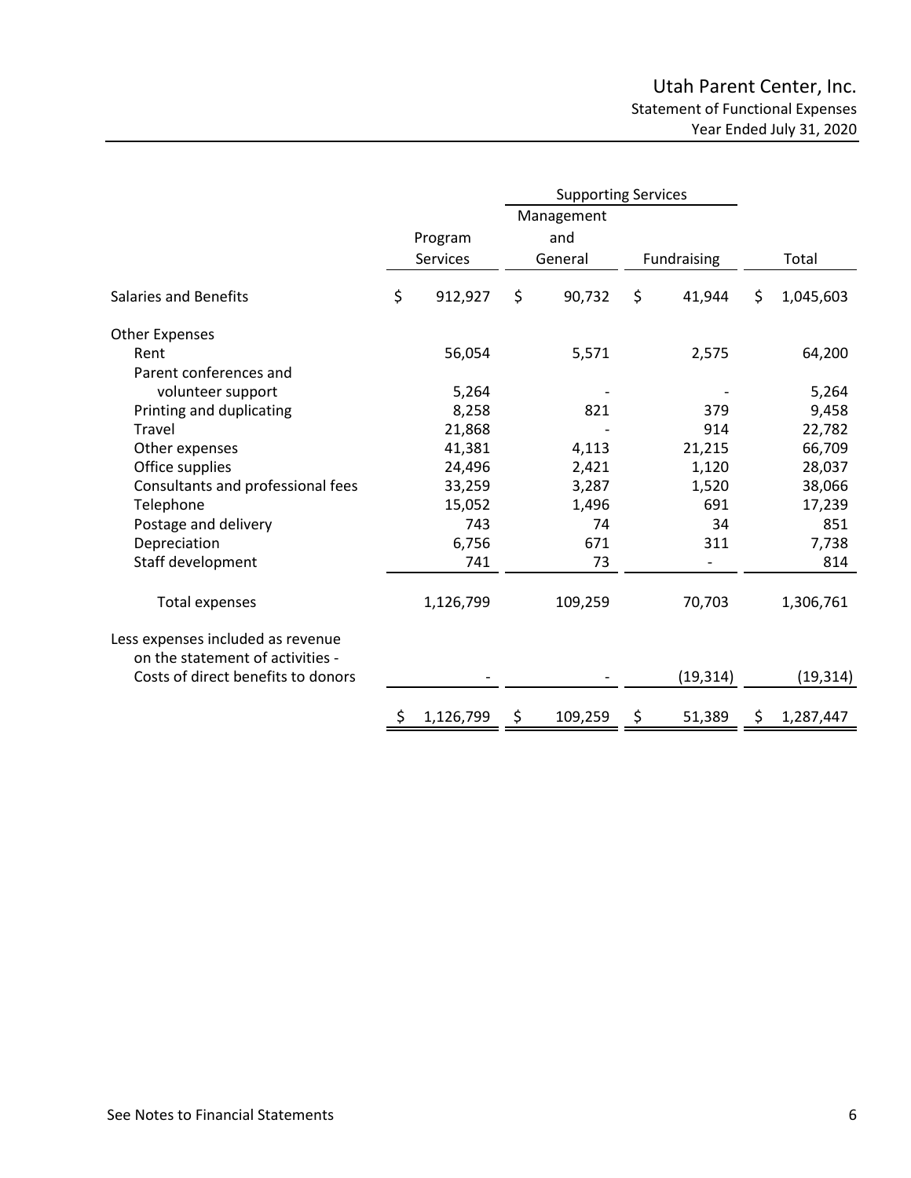# Utah Parent Center, Inc.

## Statement of Functional Expenses

### Year Ended July 31, 2020

| | Program Services | Supporting Services | | Total |
|---|---|---|---|---|
| | | Management and General | Fundraising | |
| Salaries and Benefits | $ 912,927 | $ 90,732 | $ 41,944 | $ 1,045,603 |
| Other Expenses | | | | |
| Rent | 56,054 | 5,571 | 2,575 | 64,200 |
| Parent conferences and volunteer support | 5,264 | - | - | 5,264 |
| Printing and duplicating | 8,258 | 821 | 379 | 9,458 |
| Travel | 21,868 | - | 914 | 22,782 |
| Other expenses | 41,381 | 4,113 | 21,215 | 66,709 |
| Office supplies | 24,496 | 2,421 | 1,120 | 28,037 |
| Consultants and professional fees | 33,259 | 3,287 | 1,520 | 38,066 |
| Telephone | 15,052 | 1,496 | 691 | 17,239 |
| Postage and delivery | 743 | 74 | 34 | 851 |
| Depreciation | 6,756 | 671 | 311 | 7,738 |
| Staff development | 741 | 73 | - | 814 |
| Total expenses | 1,126,799 | 109,259 | 70,703 | 1,306,761 |
| Less expenses included as revenue on the statement of activities - Costs of direct benefits to donors | - | - | (19,314) | (19,314) |
| | $ 1,126,799 | $ 109,259 | $ 51,389 | $ 1,287,447 |

See Notes to Financial Statements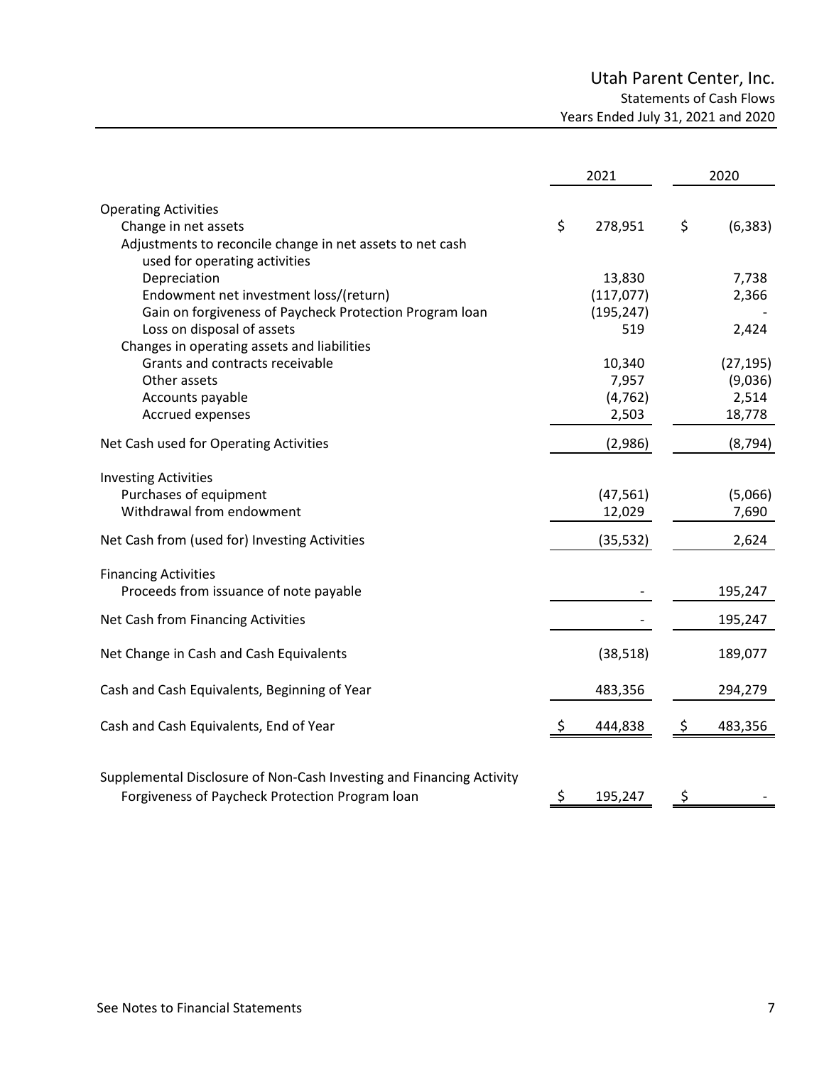# Utah Parent Center, Inc.

## Statements of Cash Flows

### Years Ended July 31, 2021 and 2020

| | 2021 | 2020 |
|---|---|---|
| **Operating Activities** | | |
| Change in net assets | $ 278,951 | $ (6,383) |
| Adjustments to reconcile change in net assets to net cash used for operating activities | | |
| Depreciation | 13,830 | 7,738 |
| Endowment net investment loss/(return) | (117,077) | 2,366 |
| Gain on forgiveness of Paycheck Protection Program loan | (195,247) | - |
| Loss on disposal of assets | 519 | 2,424 |
| Changes in operating assets and liabilities | | |
| Grants and contracts receivable | 10,340 | (27,195) |
| Other assets | 7,957 | (9,036) |
| Accounts payable | (4,762) | 2,514 |
| Accrued expenses | 2,503 | 18,778 |
| Net Cash used for Operating Activities | (2,986) | (8,794) |
| **Investing Activities** | | |
| Purchases of equipment | (47,561) | (5,066) |
| Withdrawal from endowment | 12,029 | 7,690 |
| Net Cash from (used for) Investing Activities | (35,532) | 2,624 |
| **Financing Activities** | | |
| Proceeds from issuance of note payable | - | 195,247 |
| Net Cash from Financing Activities | - | 195,247 |
| Net Change in Cash and Cash Equivalents | (38,518) | 189,077 |
| Cash and Cash Equivalents, Beginning of Year | 483,356 | 294,279 |
| Cash and Cash Equivalents, End of Year | $ 444,838 | $ 483,356 |
| Supplemental Disclosure of Non-Cash Investing and Financing Activity | | |
| Forgiveness of Paycheck Protection Program loan | $ 195,247 | $ - |

See Notes to Financial Statements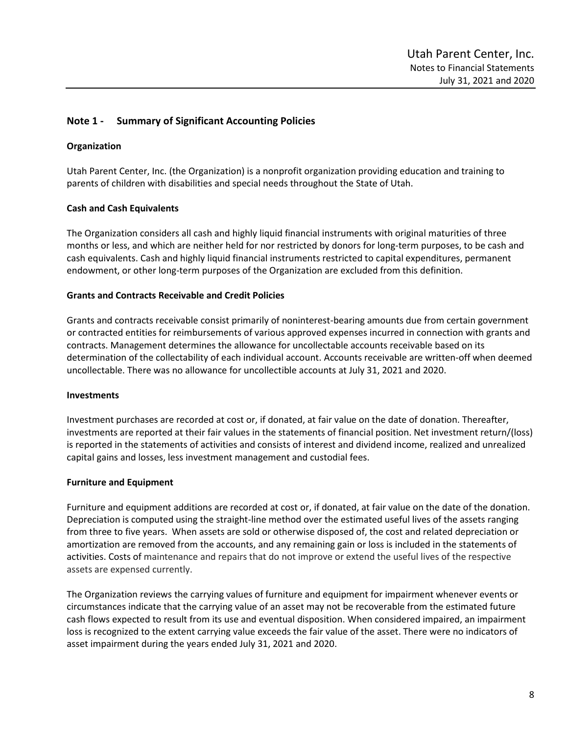## Note 1 - Summary of Significant Accounting Policies

### Organization

Utah Parent Center, Inc. (the Organization) is a nonprofit organization providing education and training to parents of children with disabilities and special needs throughout the State of Utah.

### Cash and Cash Equivalents

The Organization considers all cash and highly liquid financial instruments with original maturities of three months or less, and which are neither held for nor restricted by donors for long-term purposes, to be cash and cash equivalents. Cash and highly liquid financial instruments restricted to capital expenditures, permanent endowment, or other long-term purposes of the Organization are excluded from this definition.

### Grants and Contracts Receivable and Credit Policies

Grants and contracts receivable consist primarily of noninterest-bearing amounts due from certain government or contracted entities for reimbursements of various approved expenses incurred in connection with grants and contracts. Management determines the allowance for uncollectable accounts receivable based on its determination of the collectability of each individual account. Accounts receivable are written-off when deemed uncollectable. There was no allowance for uncollectible accounts at July 31, 2021 and 2020.

### Investments

Investment purchases are recorded at cost or, if donated, at fair value on the date of donation. Thereafter, investments are reported at their fair values in the statements of financial position. Net investment return/(loss) is reported in the statements of activities and consists of interest and dividend income, realized and unrealized capital gains and losses, less investment management and custodial fees.

### Furniture and Equipment

Furniture and equipment additions are recorded at cost or, if donated, at fair value on the date of the donation. Depreciation is computed using the straight-line method over the estimated useful lives of the assets ranging from three to five years. When assets are sold or otherwise disposed of, the cost and related depreciation or amortization are removed from the accounts, and any remaining gain or loss is included in the statements of activities. Costs of maintenance and repairs that do not improve or extend the useful lives of the respective assets are expensed currently.

The Organization reviews the carrying values of furniture and equipment for impairment whenever events or circumstances indicate that the carrying value of an asset may not be recoverable from the estimated future cash flows expected to result from its use and eventual disposition. When considered impaired, an impairment loss is recognized to the extent carrying value exceeds the fair value of the asset. There were no indicators of asset impairment during the years ended July 31, 2021 and 2020.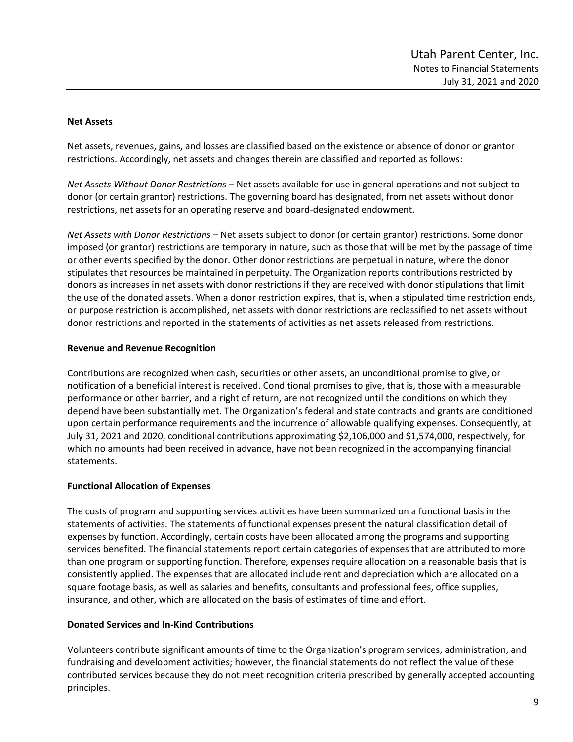### Net Assets

Net assets, revenues, gains, and losses are classified based on the existence or absence of donor or grantor restrictions. Accordingly, net assets and changes therein are classified and reported as follows:

*Net Assets Without Donor Restrictions* – Net assets available for use in general operations and not subject to donor (or certain grantor) restrictions. The governing board has designated, from net assets without donor restrictions, net assets for an operating reserve and board-designated endowment.

*Net Assets with Donor Restrictions* – Net assets subject to donor (or certain grantor) restrictions. Some donor imposed (or grantor) restrictions are temporary in nature, such as those that will be met by the passage of time or other events specified by the donor. Other donor restrictions are perpetual in nature, where the donor stipulates that resources be maintained in perpetuity. The Organization reports contributions restricted by donors as increases in net assets with donor restrictions if they are received with donor stipulations that limit the use of the donated assets. When a donor restriction expires, that is, when a stipulated time restriction ends, or purpose restriction is accomplished, net assets with donor restrictions are reclassified to net assets without donor restrictions and reported in the statements of activities as net assets released from restrictions.

### Revenue and Revenue Recognition

Contributions are recognized when cash, securities or other assets, an unconditional promise to give, or notification of a beneficial interest is received. Conditional promises to give, that is, those with a measurable performance or other barrier, and a right of return, are not recognized until the conditions on which they depend have been substantially met. The Organization's federal and state contracts and grants are conditioned upon certain performance requirements and the incurrence of allowable qualifying expenses. Consequently, at July 31, 2021 and 2020, conditional contributions approximating $2,106,000 and $1,574,000, respectively, for which no amounts had been received in advance, have not been recognized in the accompanying financial statements.

### Functional Allocation of Expenses

The costs of program and supporting services activities have been summarized on a functional basis in the statements of activities. The statements of functional expenses present the natural classification detail of expenses by function. Accordingly, certain costs have been allocated among the programs and supporting services benefited. The financial statements report certain categories of expenses that are attributed to more than one program or supporting function. Therefore, expenses require allocation on a reasonable basis that is consistently applied. The expenses that are allocated include rent and depreciation which are allocated on a square footage basis, as well as salaries and benefits, consultants and professional fees, office supplies, insurance, and other, which are allocated on the basis of estimates of time and effort.

### Donated Services and In-Kind Contributions

Volunteers contribute significant amounts of time to the Organization's program services, administration, and fundraising and development activities; however, the financial statements do not reflect the value of these contributed services because they do not meet recognition criteria prescribed by generally accepted accounting principles.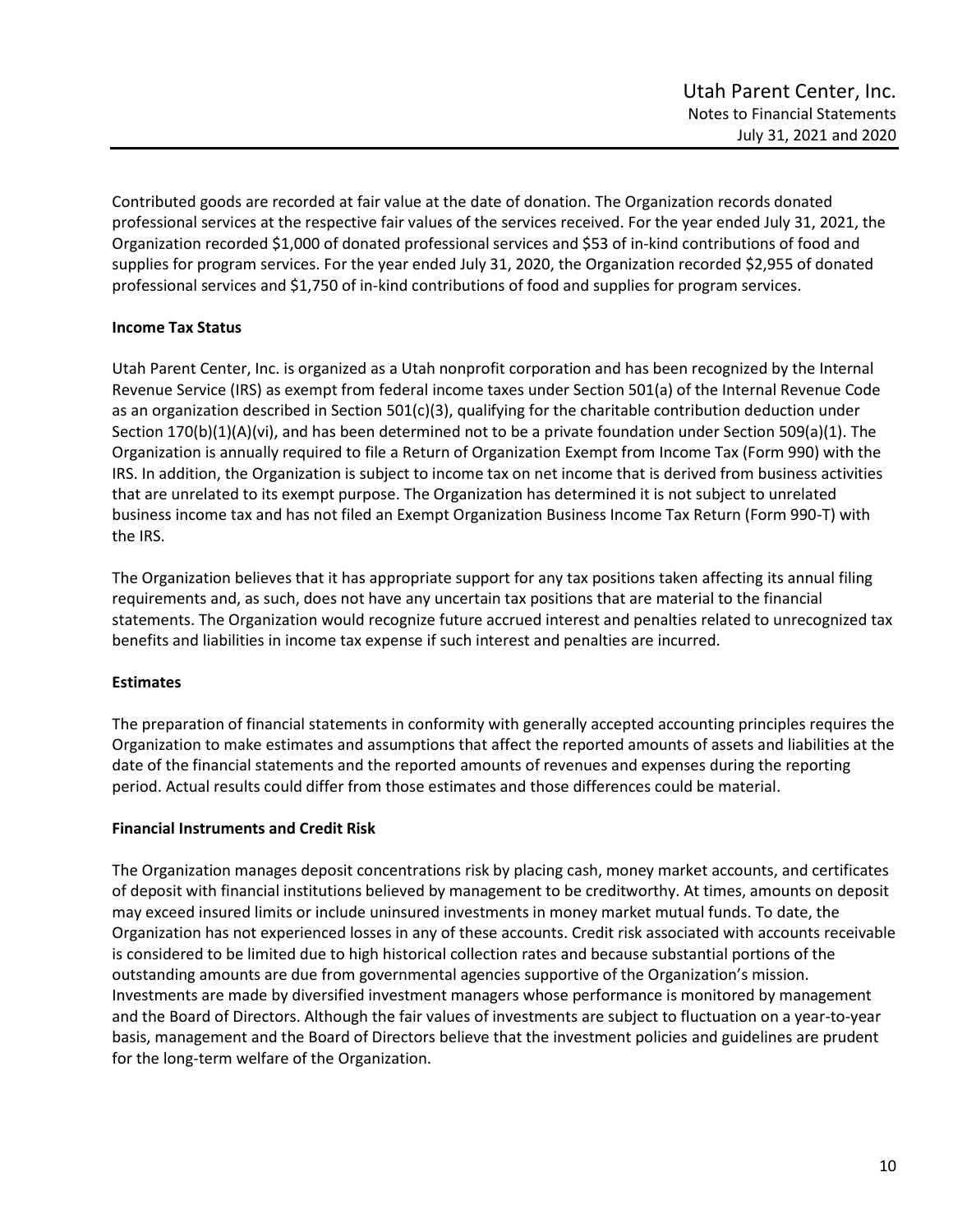Contributed goods are recorded at fair value at the date of donation. The Organization records donated professional services at the respective fair values of the services received. For the year ended July 31, 2021, the Organization recorded $1,000 of donated professional services and $53 of in-kind contributions of food and supplies for program services. For the year ended July 31, 2020, the Organization recorded $2,955 of donated professional services and $1,750 of in-kind contributions of food and supplies for program services.

**Income Tax Status**

Utah Parent Center, Inc. is organized as a Utah nonprofit corporation and has been recognized by the Internal Revenue Service (IRS) as exempt from federal income taxes under Section 501(a) of the Internal Revenue Code as an organization described in Section 501(c)(3), qualifying for the charitable contribution deduction under Section 170(b)(1)(A)(vi), and has been determined not to be a private foundation under Section 509(a)(1). The Organization is annually required to file a Return of Organization Exempt from Income Tax (Form 990) with the IRS. In addition, the Organization is subject to income tax on net income that is derived from business activities that are unrelated to its exempt purpose. The Organization has determined it is not subject to unrelated business income tax and has not filed an Exempt Organization Business Income Tax Return (Form 990-T) with the IRS.

The Organization believes that it has appropriate support for any tax positions taken affecting its annual filing requirements and, as such, does not have any uncertain tax positions that are material to the financial statements. The Organization would recognize future accrued interest and penalties related to unrecognized tax benefits and liabilities in income tax expense if such interest and penalties are incurred.

**Estimates**

The preparation of financial statements in conformity with generally accepted accounting principles requires the Organization to make estimates and assumptions that affect the reported amounts of assets and liabilities at the date of the financial statements and the reported amounts of revenues and expenses during the reporting period. Actual results could differ from those estimates and those differences could be material.

**Financial Instruments and Credit Risk**

The Organization manages deposit concentrations risk by placing cash, money market accounts, and certificates of deposit with financial institutions believed by management to be creditworthy. At times, amounts on deposit may exceed insured limits or include uninsured investments in money market mutual funds. To date, the Organization has not experienced losses in any of these accounts. Credit risk associated with accounts receivable is considered to be limited due to high historical collection rates and because substantial portions of the outstanding amounts are due from governmental agencies supportive of the Organization's mission. Investments are made by diversified investment managers whose performance is monitored by management and the Board of Directors. Although the fair values of investments are subject to fluctuation on a year-to-year basis, management and the Board of Directors believe that the investment policies and guidelines are prudent for the long-term welfare of the Organization.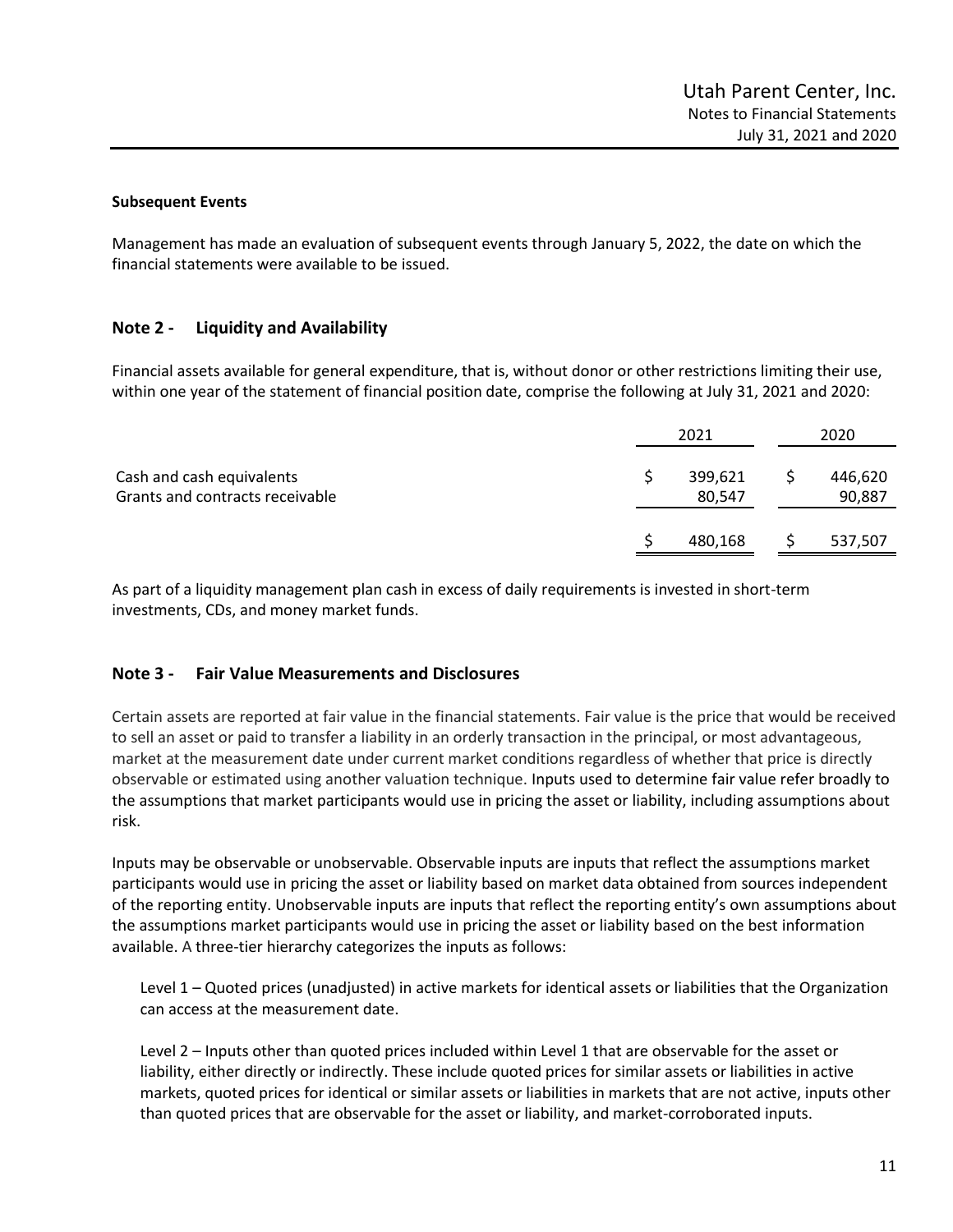### Subsequent Events

Management has made an evaluation of subsequent events through January 5, 2022, the date on which the financial statements were available to be issued.

## Note 2 - Liquidity and Availability

Financial assets available for general expenditure, that is, without donor or other restrictions limiting their use, within one year of the statement of financial position date, comprise the following at July 31, 2021 and 2020:

| | 2021 | 2020 |
|---|---|---|
| Cash and cash equivalents | $ 399,621 | $ 446,620 |
| Grants and contracts receivable | 80,547 | 90,887 |
| | $ 480,168 | $ 537,507 |

As part of a liquidity management plan cash in excess of daily requirements is invested in short-term investments, CDs, and money market funds.

## Note 3 - Fair Value Measurements and Disclosures

Certain assets are reported at fair value in the financial statements. Fair value is the price that would be received to sell an asset or paid to transfer a liability in an orderly transaction in the principal, or most advantageous, market at the measurement date under current market conditions regardless of whether that price is directly observable or estimated using another valuation technique. Inputs used to determine fair value refer broadly to the assumptions that market participants would use in pricing the asset or liability, including assumptions about risk.

Inputs may be observable or unobservable. Observable inputs are inputs that reflect the assumptions market participants would use in pricing the asset or liability based on market data obtained from sources independent of the reporting entity. Unobservable inputs are inputs that reflect the reporting entity's own assumptions about the assumptions market participants would use in pricing the asset or liability based on the best information available. A three-tier hierarchy categorizes the inputs as follows:

Level 1 – Quoted prices (unadjusted) in active markets for identical assets or liabilities that the Organization can access at the measurement date.

Level 2 – Inputs other than quoted prices included within Level 1 that are observable for the asset or liability, either directly or indirectly. These include quoted prices for similar assets or liabilities in active markets, quoted prices for identical or similar assets or liabilities in markets that are not active, inputs other than quoted prices that are observable for the asset or liability, and market-corroborated inputs.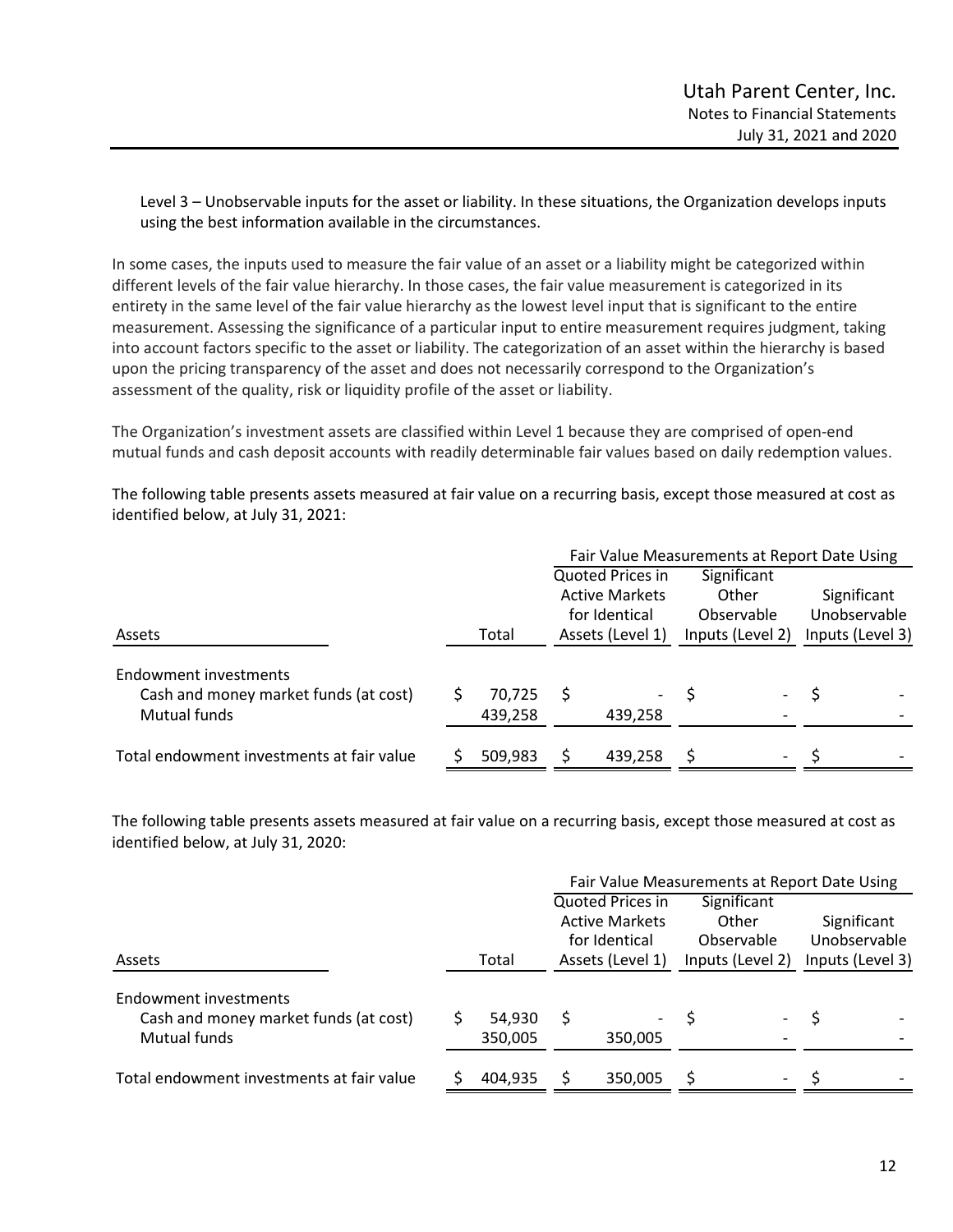Level 3 – Unobservable inputs for the asset or liability. In these situations, the Organization develops inputs using the best information available in the circumstances.

In some cases, the inputs used to measure the fair value of an asset or a liability might be categorized within different levels of the fair value hierarchy. In those cases, the fair value measurement is categorized in its entirety in the same level of the fair value hierarchy as the lowest level input that is significant to the entire measurement. Assessing the significance of a particular input to entire measurement requires judgment, taking into account factors specific to the asset or liability. The categorization of an asset within the hierarchy is based upon the pricing transparency of the asset and does not necessarily correspond to the Organization's assessment of the quality, risk or liquidity profile of the asset or liability.

The Organization's investment assets are classified within Level 1 because they are comprised of open-end mutual funds and cash deposit accounts with readily determinable fair values based on daily redemption values.

The following table presents assets measured at fair value on a recurring basis, except those measured at cost as identified below, at July 31, 2021:

| | | Fair Value Measurements at Report Date Using | | |
|---|---|---|---|---|
| Assets | Total | Quoted Prices in Active Markets for Identical Assets (Level 1) | Significant Other Observable Inputs (Level 2) | Significant Unobservable Inputs (Level 3) |
| Endowment investments | | | | |
| Cash and money market funds (at cost) | $ 70,725 | $ - | $ - | $ - |
| Mutual funds | 439,258 | 439,258 | - | - |
| Total endowment investments at fair value | $ 509,983 | $ 439,258 | $ - | $ - |

The following table presents assets measured at fair value on a recurring basis, except those measured at cost as identified below, at July 31, 2020:

| | | Fair Value Measurements at Report Date Using | | |
|---|---|---|---|---|
| Assets | Total | Quoted Prices in Active Markets for Identical Assets (Level 1) | Significant Other Observable Inputs (Level 2) | Significant Unobservable Inputs (Level 3) |
| Endowment investments | | | | |
| Cash and money market funds (at cost) | $ 54,930 | $ - | $ - | $ - |
| Mutual funds | 350,005 | 350,005 | - | - |
| Total endowment investments at fair value | $ 404,935 | $ 350,005 | $ - | $ - |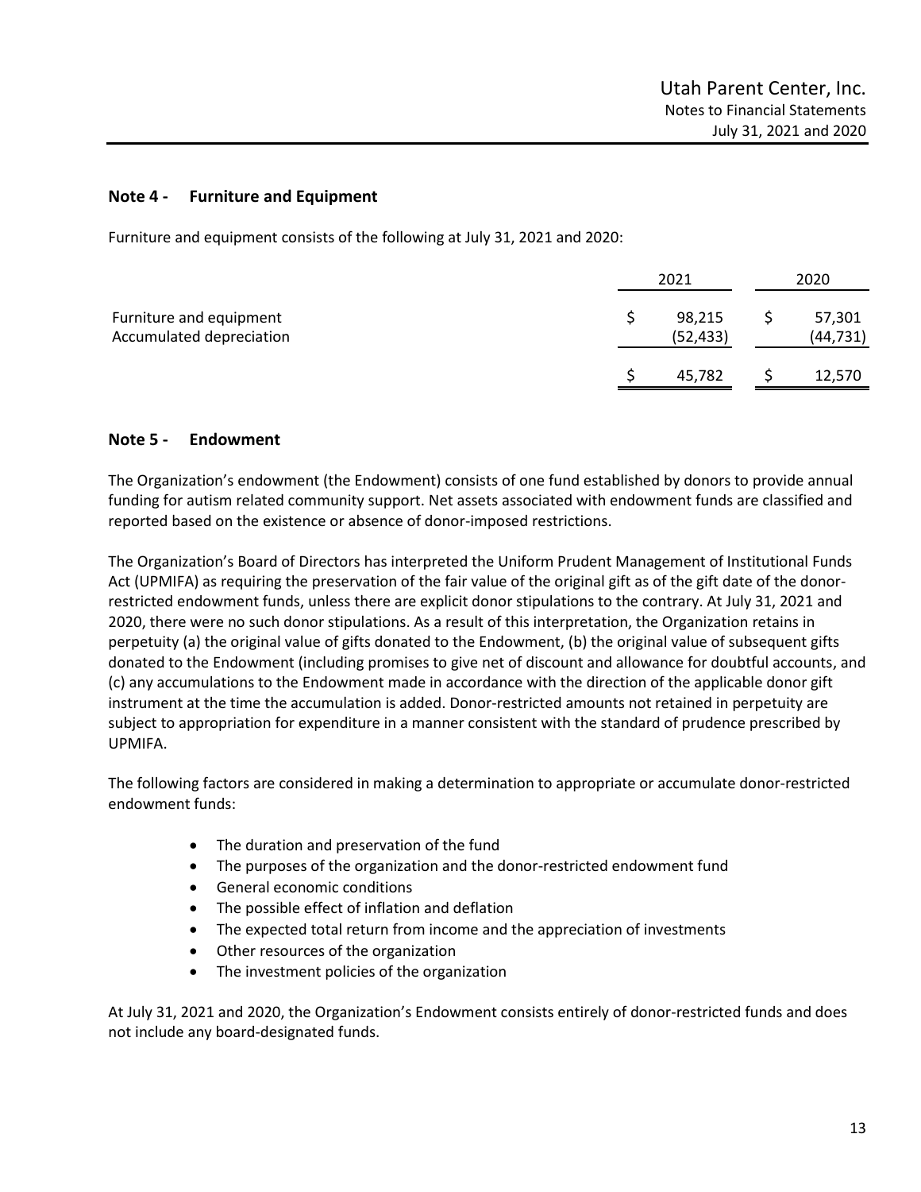## Note 4 - Furniture and Equipment

Furniture and equipment consists of the following at July 31, 2021 and 2020:

| | 2021 | 2020 |
|---|---|---|
| Furniture and equipment | $ 98,215 | $ 57,301 |
| Accumulated depreciation | (52,433) | (44,731) |
| | $ 45,782 | $ 12,570 |

## Note 5 - Endowment

The Organization's endowment (the Endowment) consists of one fund established by donors to provide annual funding for autism related community support. Net assets associated with endowment funds are classified and reported based on the existence or absence of donor-imposed restrictions.

The Organization's Board of Directors has interpreted the Uniform Prudent Management of Institutional Funds Act (UPMIFA) as requiring the preservation of the fair value of the original gift as of the gift date of the donor-restricted endowment funds, unless there are explicit donor stipulations to the contrary. At July 31, 2021 and 2020, there were no such donor stipulations. As a result of this interpretation, the Organization retains in perpetuity (a) the original value of gifts donated to the Endowment, (b) the original value of subsequent gifts donated to the Endowment (including promises to give net of discount and allowance for doubtful accounts, and (c) any accumulations to the Endowment made in accordance with the direction of the applicable donor gift instrument at the time the accumulation is added. Donor-restricted amounts not retained in perpetuity are subject to appropriation for expenditure in a manner consistent with the standard of prudence prescribed by UPMIFA.

The following factors are considered in making a determination to appropriate or accumulate donor-restricted endowment funds:

- The duration and preservation of the fund
- The purposes of the organization and the donor-restricted endowment fund
- General economic conditions
- The possible effect of inflation and deflation
- The expected total return from income and the appreciation of investments
- Other resources of the organization
- The investment policies of the organization

At July 31, 2021 and 2020, the Organization's Endowment consists entirely of donor-restricted funds and does not include any board-designated funds.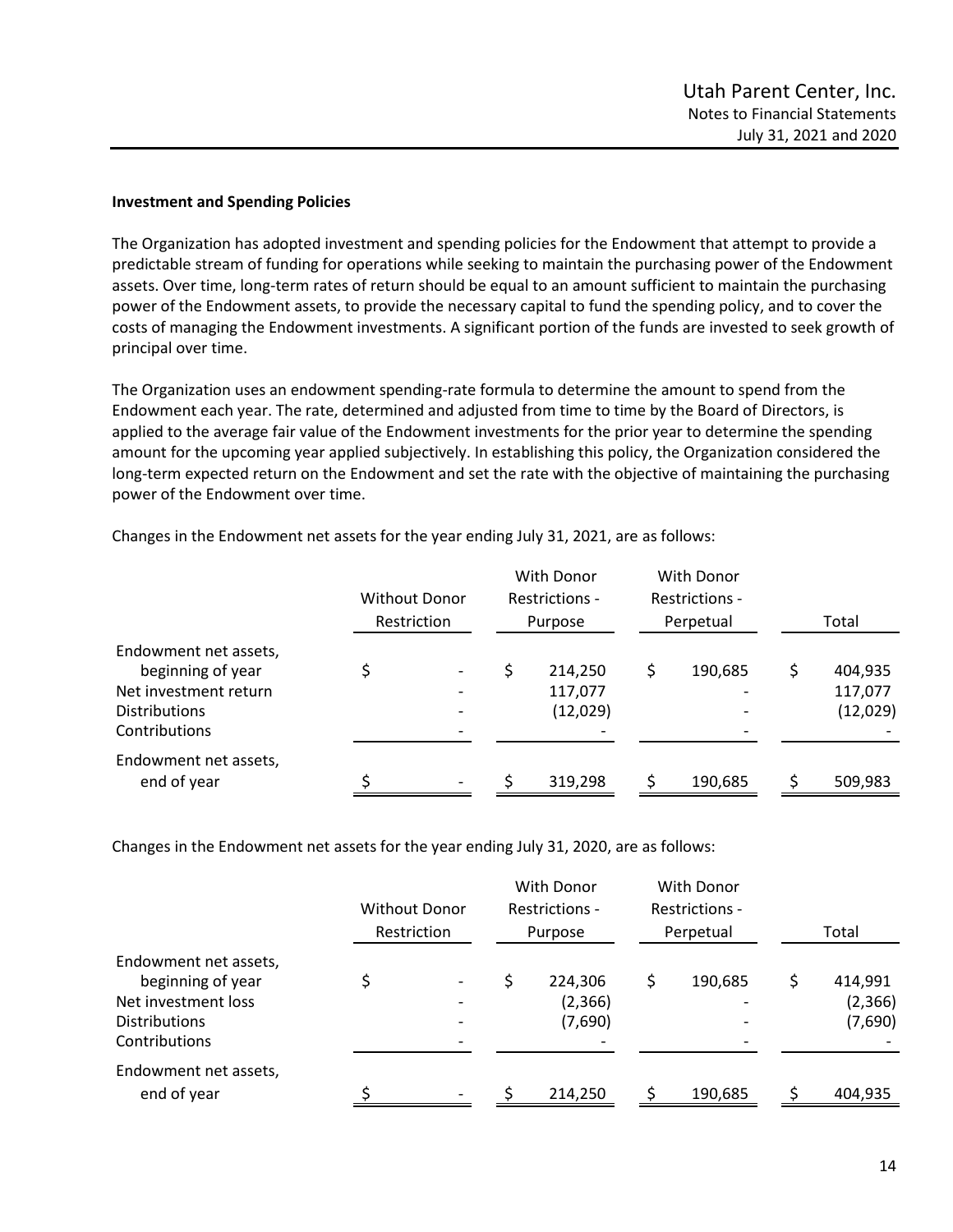**Investment and Spending Policies**

The Organization has adopted investment and spending policies for the Endowment that attempt to provide a predictable stream of funding for operations while seeking to maintain the purchasing power of the Endowment assets. Over time, long-term rates of return should be equal to an amount sufficient to maintain the purchasing power of the Endowment assets, to provide the necessary capital to fund the spending policy, and to cover the costs of managing the Endowment investments. A significant portion of the funds are invested to seek growth of principal over time.

The Organization uses an endowment spending-rate formula to determine the amount to spend from the Endowment each year. The rate, determined and adjusted from time to time by the Board of Directors, is applied to the average fair value of the Endowment investments for the prior year to determine the spending amount for the upcoming year applied subjectively. In establishing this policy, the Organization considered the long-term expected return on the Endowment and set the rate with the objective of maintaining the purchasing power of the Endowment over time.

Changes in the Endowment net assets for the year ending July 31, 2021, are as follows:

| | Without Donor Restriction | With Donor Restrictions - Purpose | With Donor Restrictions - Perpetual | Total |
|---|---|---|---|---|
| Endowment net assets, beginning of year | $ - | $ 214,250 | $ 190,685 | $ 404,935 |
| Net investment return | - | 117,077 | - | 117,077 |
| Distributions | - | (12,029) | - | (12,029) |
| Contributions | - | - | - | - |
| Endowment net assets, end of year | $ - | $ 319,298 | $ 190,685 | $ 509,983 |

Changes in the Endowment net assets for the year ending July 31, 2020, are as follows:

| | Without Donor Restriction | With Donor Restrictions - Purpose | With Donor Restrictions - Perpetual | Total |
|---|---|---|---|---|
| Endowment net assets, beginning of year | $ - | $ 224,306 | $ 190,685 | $ 414,991 |
| Net investment loss | - | (2,366) | - | (2,366) |
| Distributions | - | (7,690) | - | (7,690) |
| Contributions | - | - | - | - |
| Endowment net assets, end of year | $ - | $ 214,250 | $ 190,685 | $ 404,935 |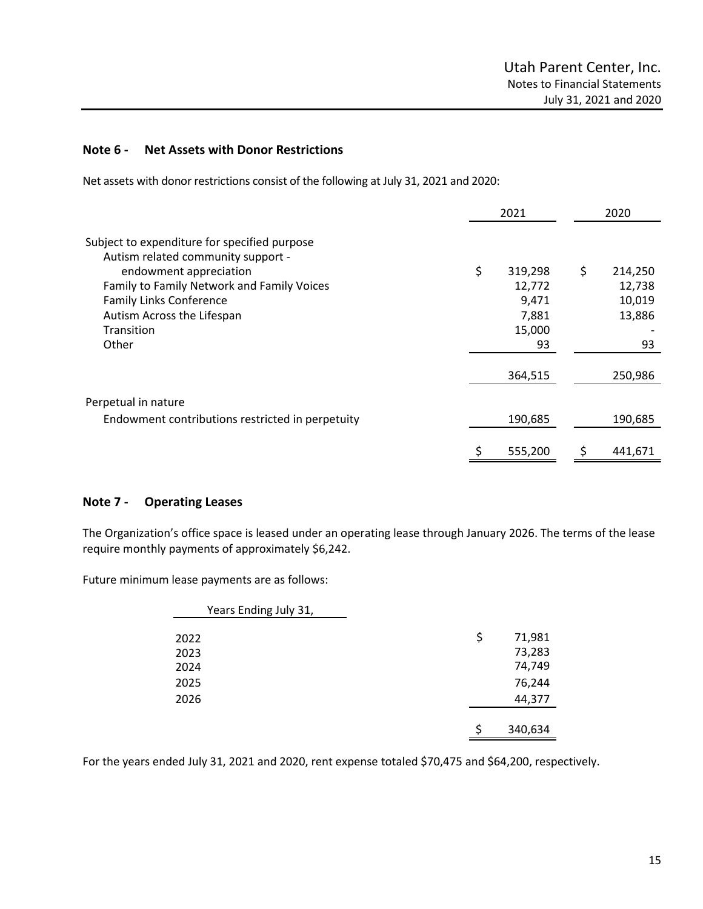## Note 6 - Net Assets with Donor Restrictions

Net assets with donor restrictions consist of the following at July 31, 2021 and 2020:

| | 2021 | 2020 |
|---|---|---|
| Subject to expenditure for specified purpose | | |
| Autism related community support - endowment appreciation | $ 319,298 | $ 214,250 |
| Family to Family Network and Family Voices | 12,772 | 12,738 |
| Family Links Conference | 9,471 | 10,019 |
| Autism Across the Lifespan | 7,881 | 13,886 |
| Transition | 15,000 | - |
| Other | 93 | 93 |
| | 364,515 | 250,986 |
| Perpetual in nature | | |
| Endowment contributions restricted in perpetuity | 190,685 | 190,685 |
| | $ 555,200 | $ 441,671 |

## Note 7 - Operating Leases

The Organization's office space is leased under an operating lease through January 2026. The terms of the lease require monthly payments of approximately $6,242.

Future minimum lease payments are as follows:

| Years Ending July 31, | |
|---|---|
| 2022 | $ 71,981 |
| 2023 | 73,283 |
| 2024 | 74,749 |
| 2025 | 76,244 |
| 2026 | 44,377 |
| | $ 340,634 |

For the years ended July 31, 2021 and 2020, rent expense totaled $70,475 and $64,200, respectively.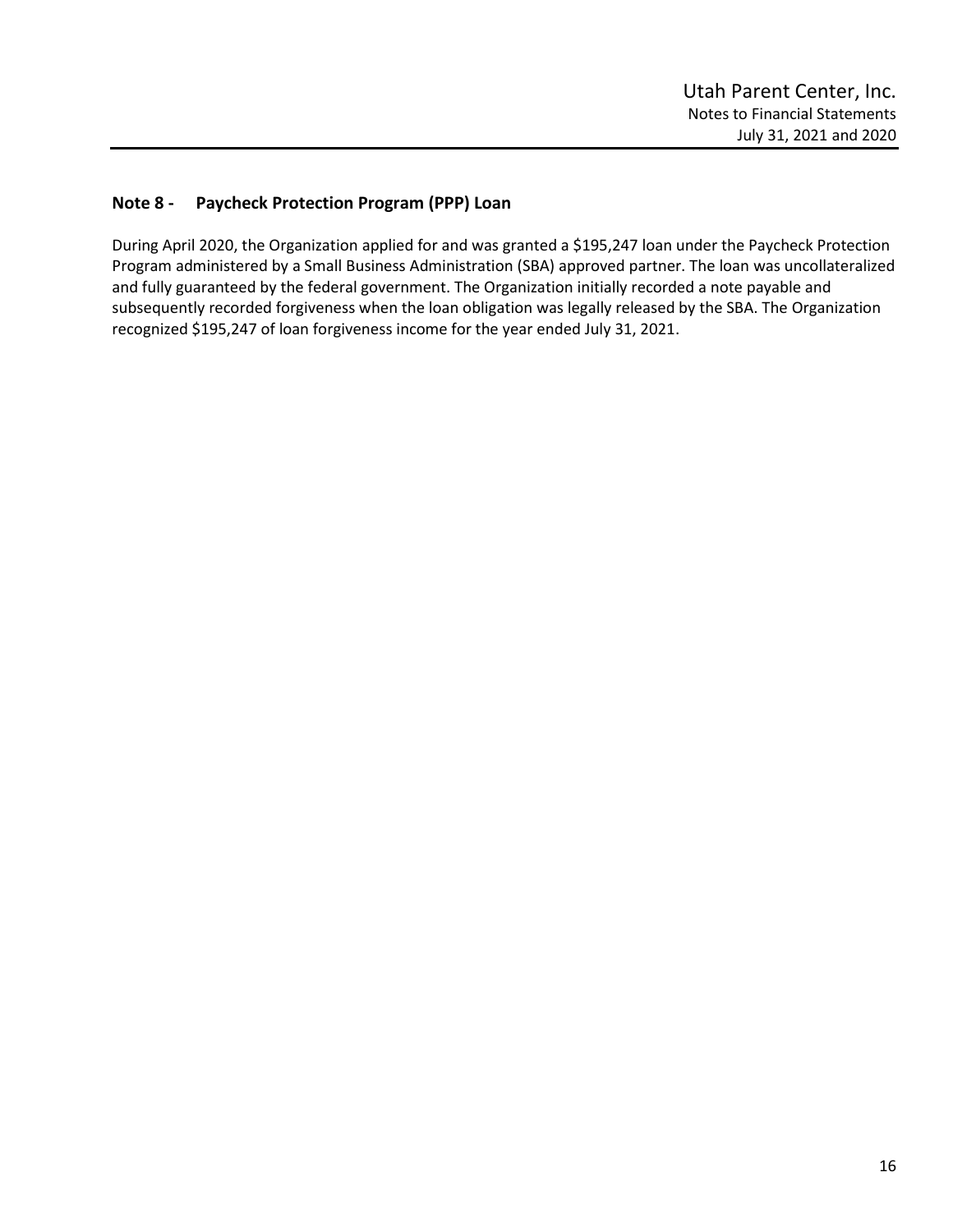## Note 8 - Paycheck Protection Program (PPP) Loan

During April 2020, the Organization applied for and was granted a $195,247 loan under the Paycheck Protection Program administered by a Small Business Administration (SBA) approved partner. The loan was uncollateralized and fully guaranteed by the federal government. The Organization initially recorded a note payable and subsequently recorded forgiveness when the loan obligation was legally released by the SBA. The Organization recognized $195,247 of loan forgiveness income for the year ended July 31, 2021.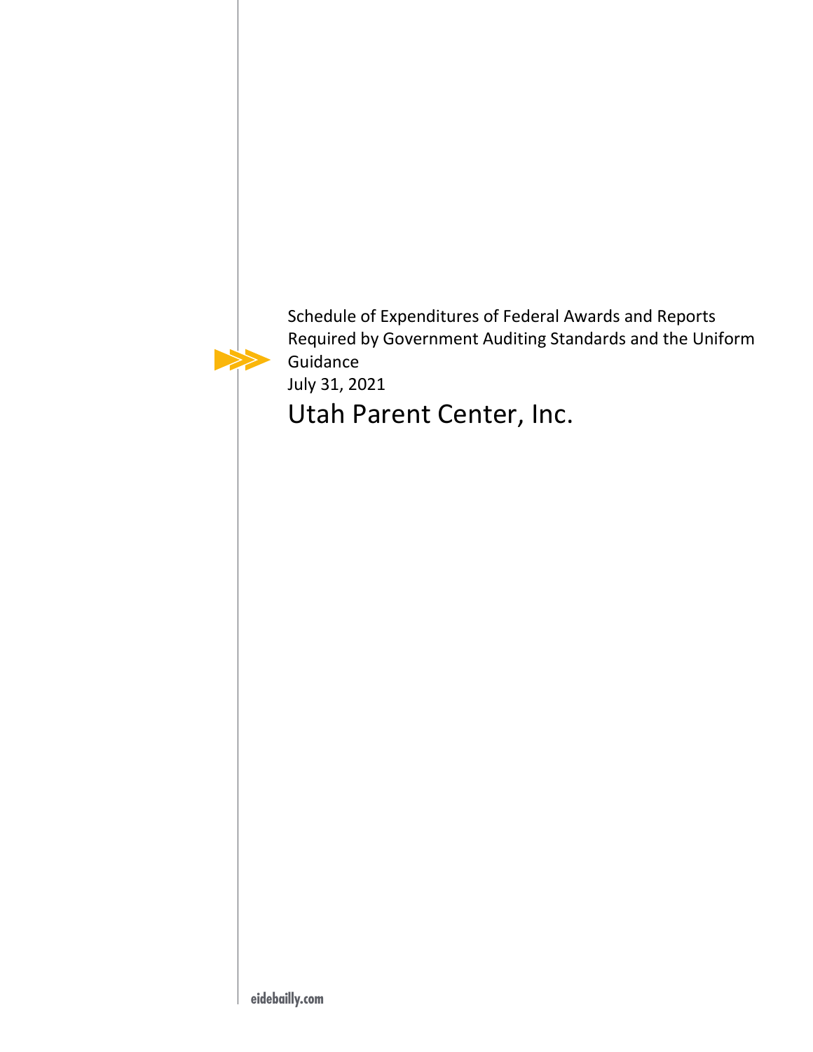Schedule of Expenditures of Federal Awards and Reports Required by Government Auditing Standards and the Uniform Guidance

July 31, 2021

# Utah Parent Center, Inc.

eidebailly.com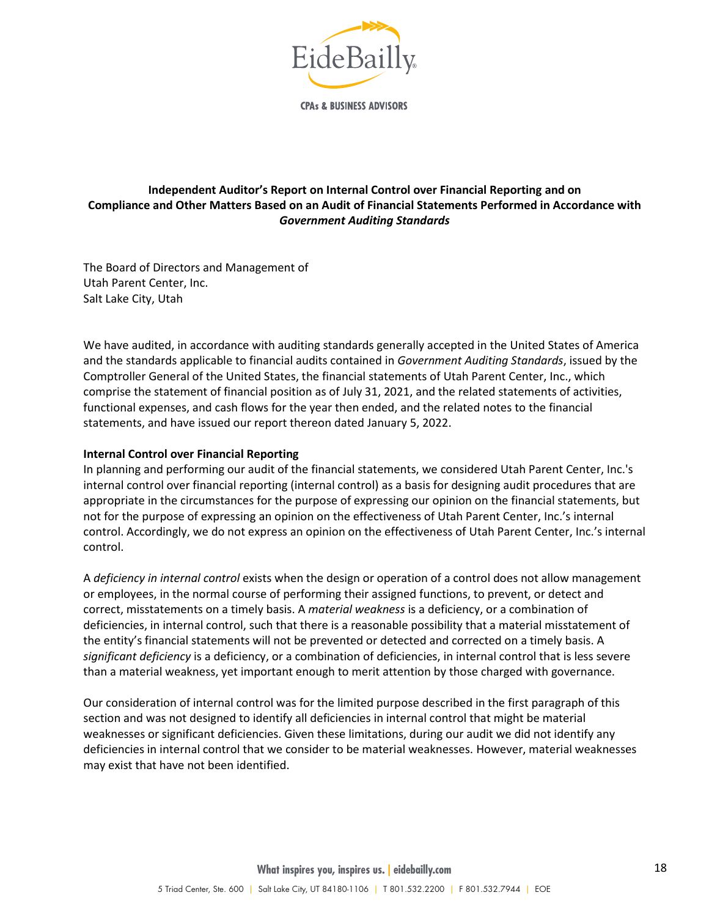**CPAs & BUSINESS ADVISORS**

## Independent Auditor's Report on Internal Control over Financial Reporting and on Compliance and Other Matters Based on an Audit of Financial Statements Performed in Accordance with *Government Auditing Standards*

The Board of Directors and Management of
Utah Parent Center, Inc.
Salt Lake City, Utah

We have audited, in accordance with auditing standards generally accepted in the United States of America and the standards applicable to financial audits contained in *Government Auditing Standards*, issued by the Comptroller General of the United States, the financial statements of Utah Parent Center, Inc., which comprise the statement of financial position as of July 31, 2021, and the related statements of activities, functional expenses, and cash flows for the year then ended, and the related notes to the financial statements, and have issued our report thereon dated January 5, 2022.

**Internal Control over Financial Reporting**

In planning and performing our audit of the financial statements, we considered Utah Parent Center, Inc.'s internal control over financial reporting (internal control) as a basis for designing audit procedures that are appropriate in the circumstances for the purpose of expressing our opinion on the financial statements, but not for the purpose of expressing an opinion on the effectiveness of Utah Parent Center, Inc.'s internal control. Accordingly, we do not express an opinion on the effectiveness of Utah Parent Center, Inc.'s internal control.

A *deficiency in internal control* exists when the design or operation of a control does not allow management or employees, in the normal course of performing their assigned functions, to prevent, or detect and correct, misstatements on a timely basis. A *material weakness* is a deficiency, or a combination of deficiencies, in internal control, such that there is a reasonable possibility that a material misstatement of the entity's financial statements will not be prevented or detected and corrected on a timely basis. A *significant deficiency* is a deficiency, or a combination of deficiencies, in internal control that is less severe than a material weakness, yet important enough to merit attention by those charged with governance.

Our consideration of internal control was for the limited purpose described in the first paragraph of this section and was not designed to identify all deficiencies in internal control that might be material weaknesses or significant deficiencies. Given these limitations, during our audit we did not identify any deficiencies in internal control that we consider to be material weaknesses. However, material weaknesses may exist that have not been identified.

**What inspires you, inspires us.** | **eidebailly.com**

5 Triad Center, Ste. 600 | Salt Lake City, UT 84180-1106 | T 801.532.2200 | F 801.532.7944 | EOE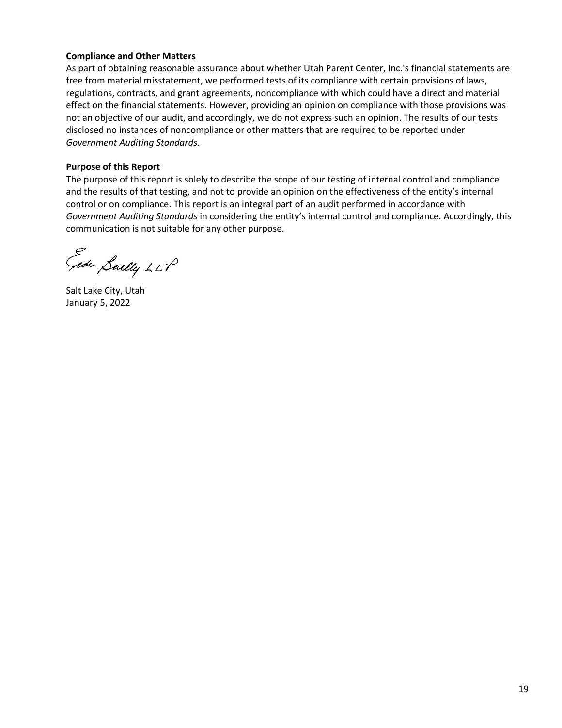**Compliance and Other Matters**

As part of obtaining reasonable assurance about whether Utah Parent Center, Inc.'s financial statements are free from material misstatement, we performed tests of its compliance with certain provisions of laws, regulations, contracts, and grant agreements, noncompliance with which could have a direct and material effect on the financial statements. However, providing an opinion on compliance with those provisions was not an objective of our audit, and accordingly, we do not express such an opinion. The results of our tests disclosed no instances of noncompliance or other matters that are required to be reported under *Government Auditing Standards*.

**Purpose of this Report**

The purpose of this report is solely to describe the scope of our testing of internal control and compliance and the results of that testing, and not to provide an opinion on the effectiveness of the entity's internal control or on compliance. This report is an integral part of an audit performed in accordance with *Government Auditing Standards* in considering the entity's internal control and compliance. Accordingly, this communication is not suitable for any other purpose.

Eide Bailly LLP

Salt Lake City, Utah
January 5, 2022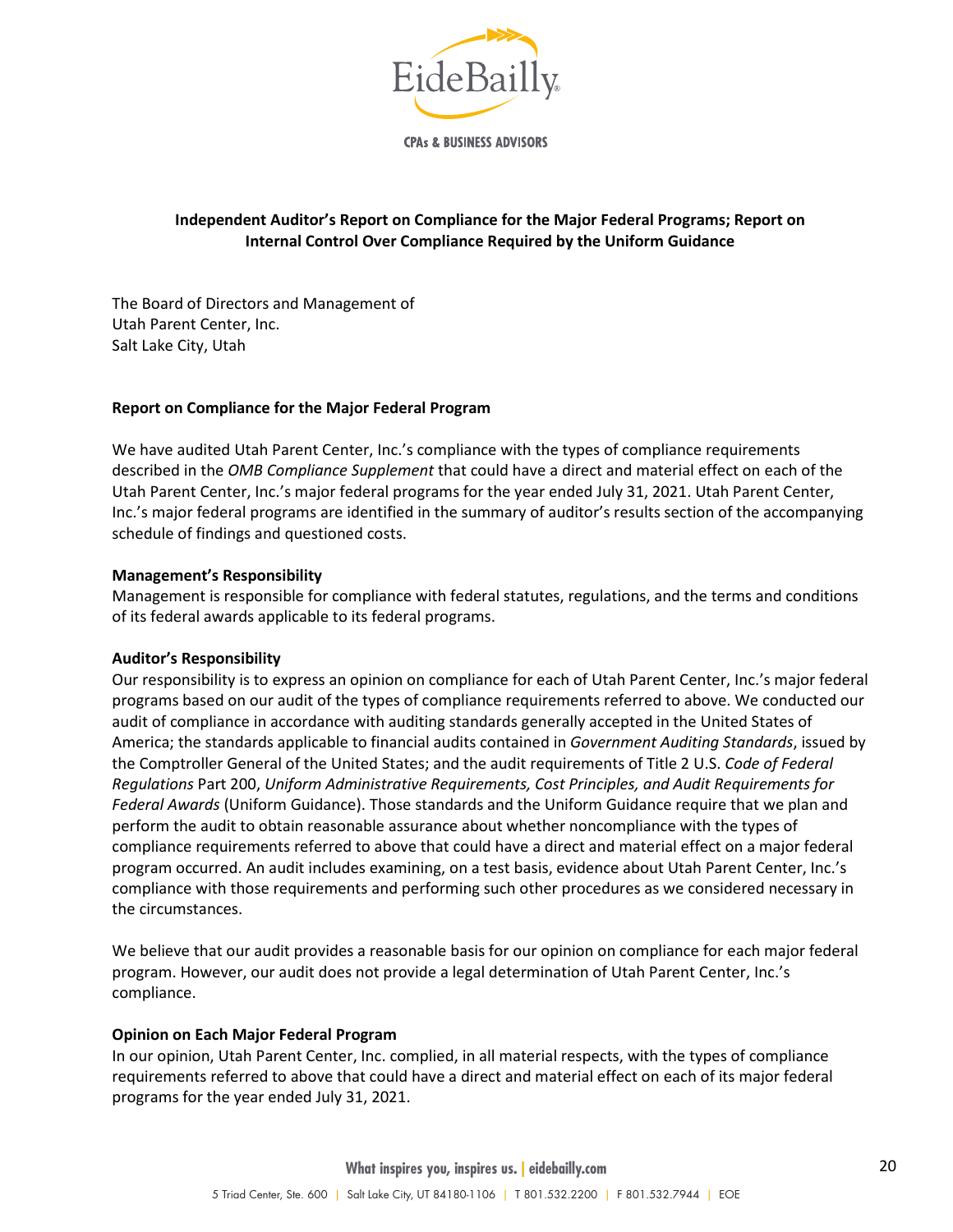## Independent Auditor's Report on Compliance for the Major Federal Programs; Report on Internal Control Over Compliance Required by the Uniform Guidance

The Board of Directors and Management of
Utah Parent Center, Inc.
Salt Lake City, Utah

### Report on Compliance for the Major Federal Program

We have audited Utah Parent Center, Inc.'s compliance with the types of compliance requirements described in the *OMB Compliance Supplement* that could have a direct and material effect on each of the Utah Parent Center, Inc.'s major federal programs for the year ended July 31, 2021. Utah Parent Center, Inc.'s major federal programs are identified in the summary of auditor's results section of the accompanying schedule of findings and questioned costs.

**Management's Responsibility**
Management is responsible for compliance with federal statutes, regulations, and the terms and conditions of its federal awards applicable to its federal programs.

**Auditor's Responsibility**
Our responsibility is to express an opinion on compliance for each of Utah Parent Center, Inc.'s major federal programs based on our audit of the types of compliance requirements referred to above. We conducted our audit of compliance in accordance with auditing standards generally accepted in the United States of America; the standards applicable to financial audits contained in *Government Auditing Standards*, issued by the Comptroller General of the United States; and the audit requirements of Title 2 U.S. *Code of Federal Regulations* Part 200, *Uniform Administrative Requirements, Cost Principles, and Audit Requirements for Federal Awards* (Uniform Guidance). Those standards and the Uniform Guidance require that we plan and perform the audit to obtain reasonable assurance about whether noncompliance with the types of compliance requirements referred to above that could have a direct and material effect on a major federal program occurred. An audit includes examining, on a test basis, evidence about Utah Parent Center, Inc.'s compliance with those requirements and performing such other procedures as we considered necessary in the circumstances.

We believe that our audit provides a reasonable basis for our opinion on compliance for each major federal program. However, our audit does not provide a legal determination of Utah Parent Center, Inc.'s compliance.

**Opinion on Each Major Federal Program**
In our opinion, Utah Parent Center, Inc. complied, in all material respects, with the types of compliance requirements referred to above that could have a direct and material effect on each of its major federal programs for the year ended July 31, 2021.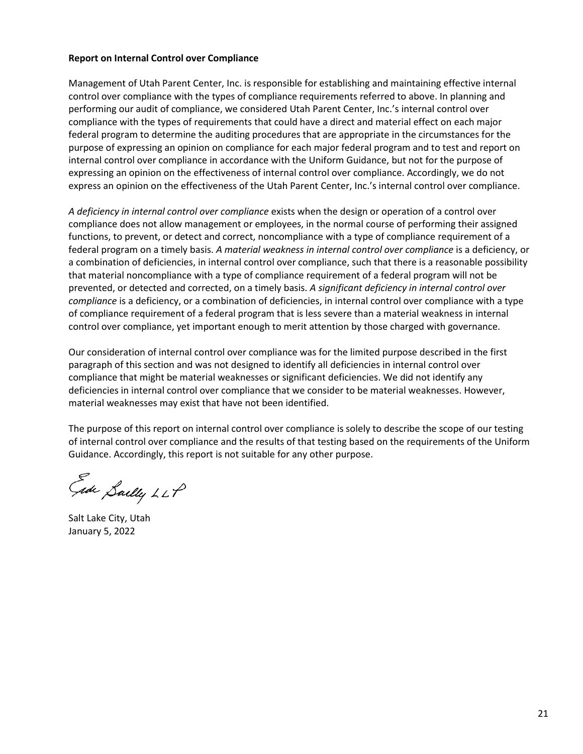**Report on Internal Control over Compliance**

Management of Utah Parent Center, Inc. is responsible for establishing and maintaining effective internal control over compliance with the types of compliance requirements referred to above. In planning and performing our audit of compliance, we considered Utah Parent Center, Inc.'s internal control over compliance with the types of requirements that could have a direct and material effect on each major federal program to determine the auditing procedures that are appropriate in the circumstances for the purpose of expressing an opinion on compliance for each major federal program and to test and report on internal control over compliance in accordance with the Uniform Guidance, but not for the purpose of expressing an opinion on the effectiveness of internal control over compliance. Accordingly, we do not express an opinion on the effectiveness of the Utah Parent Center, Inc.'s internal control over compliance.

*A deficiency in internal control over compliance* exists when the design or operation of a control over compliance does not allow management or employees, in the normal course of performing their assigned functions, to prevent, or detect and correct, noncompliance with a type of compliance requirement of a federal program on a timely basis. *A material weakness in internal control over compliance* is a deficiency, or a combination of deficiencies, in internal control over compliance, such that there is a reasonable possibility that material noncompliance with a type of compliance requirement of a federal program will not be prevented, or detected and corrected, on a timely basis. *A significant deficiency in internal control over compliance* is a deficiency, or a combination of deficiencies, in internal control over compliance with a type of compliance requirement of a federal program that is less severe than a material weakness in internal control over compliance, yet important enough to merit attention by those charged with governance.

Our consideration of internal control over compliance was for the limited purpose described in the first paragraph of this section and was not designed to identify all deficiencies in internal control over compliance that might be material weaknesses or significant deficiencies. We did not identify any deficiencies in internal control over compliance that we consider to be material weaknesses. However, material weaknesses may exist that have not been identified.

The purpose of this report on internal control over compliance is solely to describe the scope of our testing of internal control over compliance and the results of that testing based on the requirements of the Uniform Guidance. Accordingly, this report is not suitable for any other purpose.

Eide Bailly LLP

Salt Lake City, Utah
January 5, 2022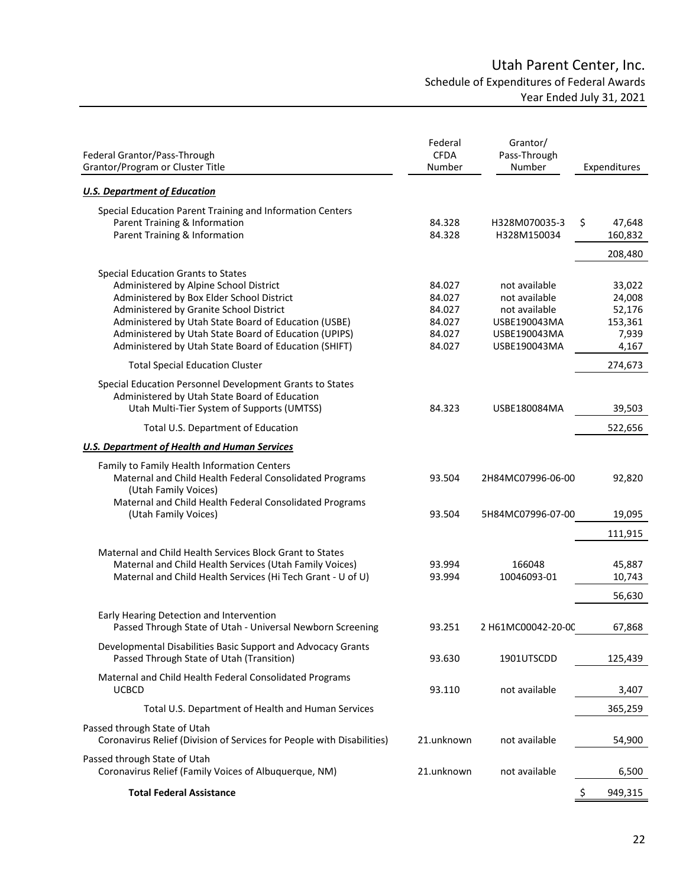# Utah Parent Center, Inc.

## Schedule of Expenditures of Federal Awards

Year Ended July 31, 2021

| Federal Grantor/Pass-Through Grantor/Program or Cluster Title | Federal CFDA Number | Grantor/ Pass-Through Number | Expenditures |
|---|---|---|---|
| ***U.S. Department of Education*** | | | |
| Special Education Parent Training and Information Centers | | | |
| Parent Training & Information | 84.328 | H328M070035-3 | $ 47,648 |
| Parent Training & Information | 84.328 | H328M150034 | 160,832 |
| | | | 208,480 |
| Special Education Grants to States | | | |
| Administered by Alpine School District | 84.027 | not available | 33,022 |
| Administered by Box Elder School District | 84.027 | not available | 24,008 |
| Administered by Granite School District | 84.027 | not available | 52,176 |
| Administered by Utah State Board of Education (USBE) | 84.027 | USBE190043MA | 153,361 |
| Administered by Utah State Board of Education (UPIPS) | 84.027 | USBE190043MA | 7,939 |
| Administered by Utah State Board of Education (SHIFT) | 84.027 | USBE190043MA | 4,167 |
| Total Special Education Cluster | | | 274,673 |
| Special Education Personnel Development Grants to States Administered by Utah State Board of Education Utah Multi-Tier System of Supports (UMTSS) | 84.323 | USBE180084MA | 39,503 |
| Total U.S. Department of Education | | | 522,656 |
| ***U.S. Department of Health and Human Services*** | | | |
| Family to Family Health Information Centers | | | |
| Maternal and Child Health Federal Consolidated Programs (Utah Family Voices) | 93.504 | 2H84MC07996-06-00 | 92,820 |
| Maternal and Child Health Federal Consolidated Programs (Utah Family Voices) | 93.504 | 5H84MC07996-07-00 | 19,095 |
| | | | 111,915 |
| Maternal and Child Health Services Block Grant to States | | | |
| Maternal and Child Health Services (Utah Family Voices) | 93.994 | 166048 | 45,887 |
| Maternal and Child Health Services (Hi Tech Grant - U of U) | 93.994 | 10046093-01 | 10,743 |
| | | | 56,630 |
| Early Hearing Detection and Intervention Passed Through State of Utah - Universal Newborn Screening | 93.251 | 2 H61MC00042-20-00 | 67,868 |
| Developmental Disabilities Basic Support and Advocacy Grants Passed Through State of Utah (Transition) | 93.630 | 1901UTSCDD | 125,439 |
| Maternal and Child Health Federal Consolidated Programs UCBCD | 93.110 | not available | 3,407 |
| Total U.S. Department of Health and Human Services | | | 365,259 |
| Passed through State of Utah Coronavirus Relief (Division of Services for People with Disabilities) | 21.unknown | not available | 54,900 |
| Passed through State of Utah Coronavirus Relief (Family Voices of Albuquerque, NM) | 21.unknown | not available | 6,500 |
| **Total Federal Assistance** | | | $ 949,315 |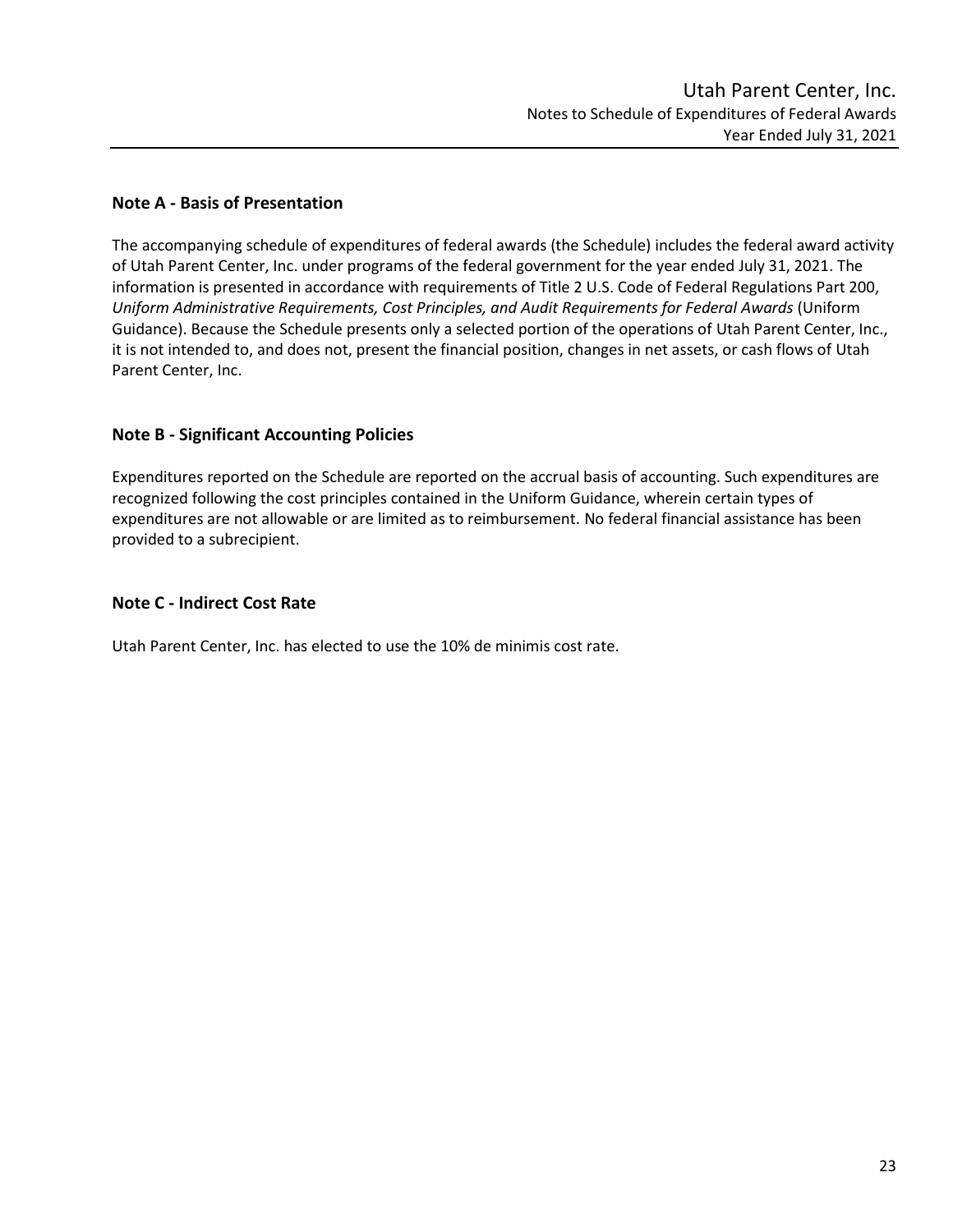Utah Parent Center, Inc.
Notes to Schedule of Expenditures of Federal Awards
Year Ended July 31, 2021

## Note A - Basis of Presentation

The accompanying schedule of expenditures of federal awards (the Schedule) includes the federal award activity of Utah Parent Center, Inc. under programs of the federal government for the year ended July 31, 2021. The information is presented in accordance with requirements of Title 2 U.S. Code of Federal Regulations Part 200, *Uniform Administrative Requirements, Cost Principles, and Audit Requirements for Federal Awards* (Uniform Guidance). Because the Schedule presents only a selected portion of the operations of Utah Parent Center, Inc., it is not intended to, and does not, present the financial position, changes in net assets, or cash flows of Utah Parent Center, Inc.

## Note B - Significant Accounting Policies

Expenditures reported on the Schedule are reported on the accrual basis of accounting. Such expenditures are recognized following the cost principles contained in the Uniform Guidance, wherein certain types of expenditures are not allowable or are limited as to reimbursement. No federal financial assistance has been provided to a subrecipient.

## Note C - Indirect Cost Rate

Utah Parent Center, Inc. has elected to use the 10% de minimis cost rate.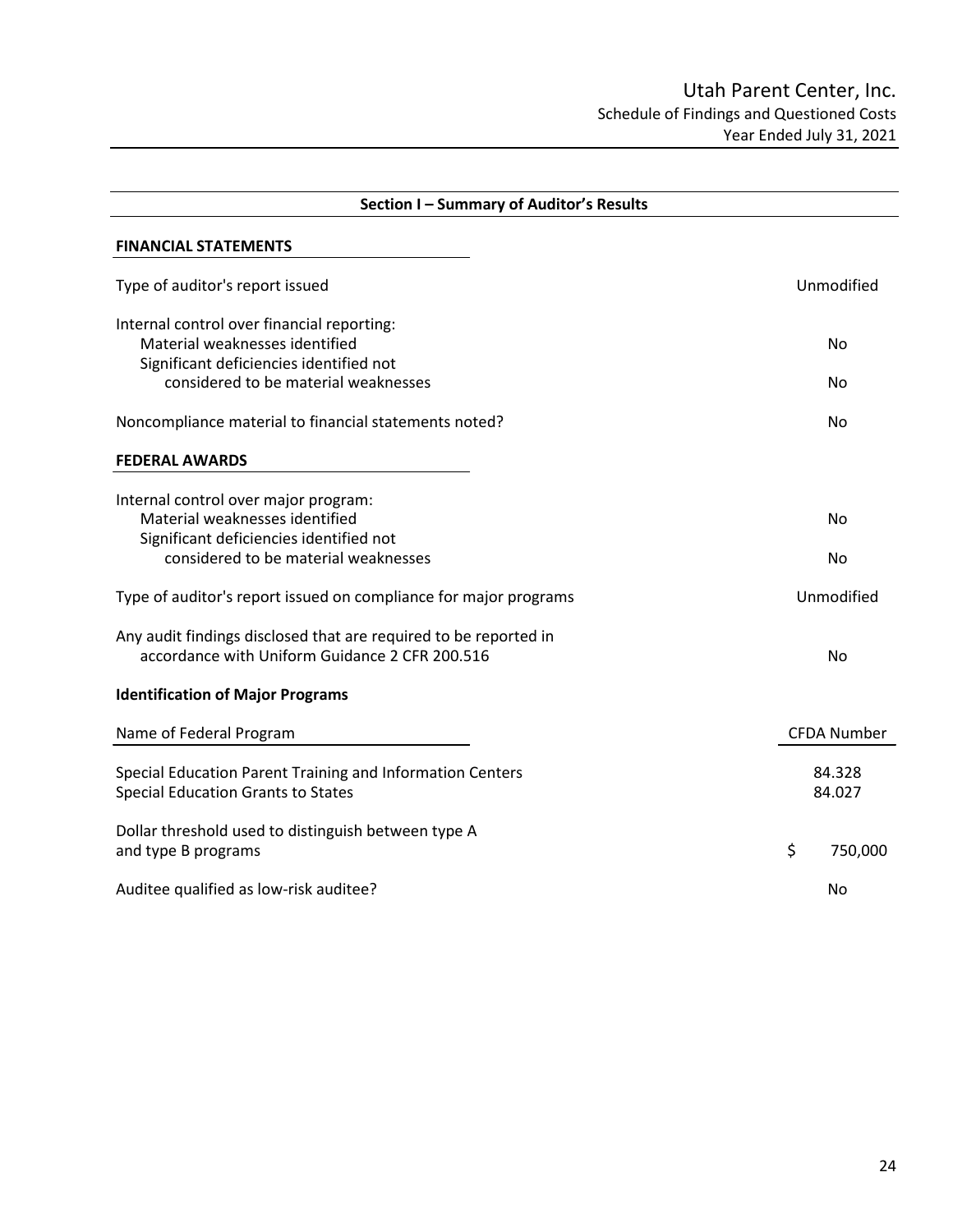# Utah Parent Center, Inc.

## Schedule of Findings and Questioned Costs

Year Ended July 31, 2021

### Section I – Summary of Auditor's Results

**FINANCIAL STATEMENTS**

| | |
|---|---|
| Type of auditor's report issued | Unmodified |
| Internal control over financial reporting: | |
| Material weaknesses identified | No |
| Significant deficiencies identified not considered to be material weaknesses | No |
| Noncompliance material to financial statements noted? | No |

**FEDERAL AWARDS**

| | |
|---|---|
| Internal control over major program: | |
| Material weaknesses identified | No |
| Significant deficiencies identified not considered to be material weaknesses | No |
| Type of auditor's report issued on compliance for major programs | Unmodified |
| Any audit findings disclosed that are required to be reported in accordance with Uniform Guidance 2 CFR 200.516 | No |

**Identification of Major Programs**

| Name of Federal Program | CFDA Number |
|---|---|
| Special Education Parent Training and Information Centers | 84.328 |
| Special Education Grants to States | 84.027 |

| | |
|---|---|
| Dollar threshold used to distinguish between type A and type B programs | $ 750,000 |
| Auditee qualified as low-risk auditee? | No |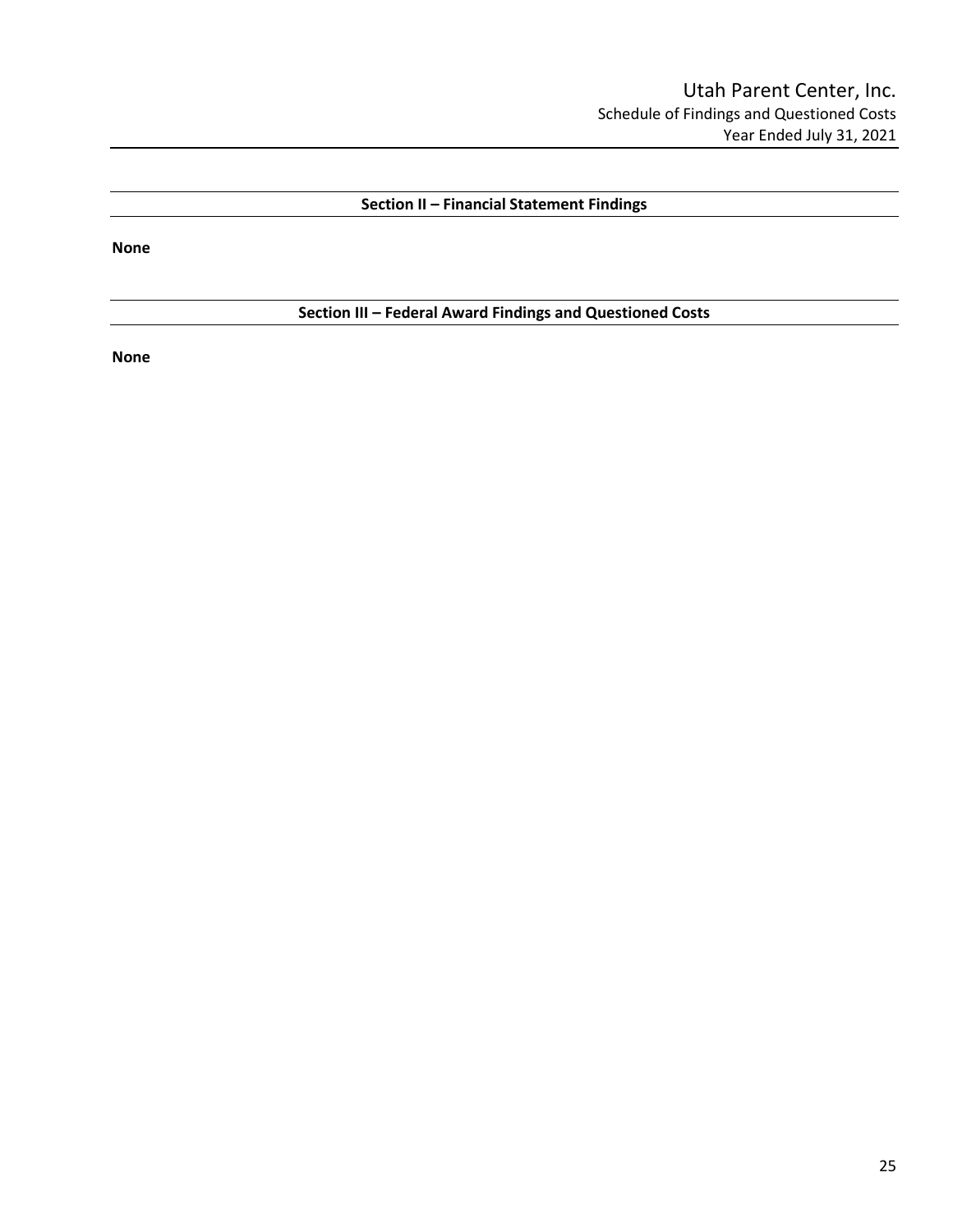## Section II – Financial Statement Findings

**None**

## Section III – Federal Award Findings and Questioned Costs

**None**